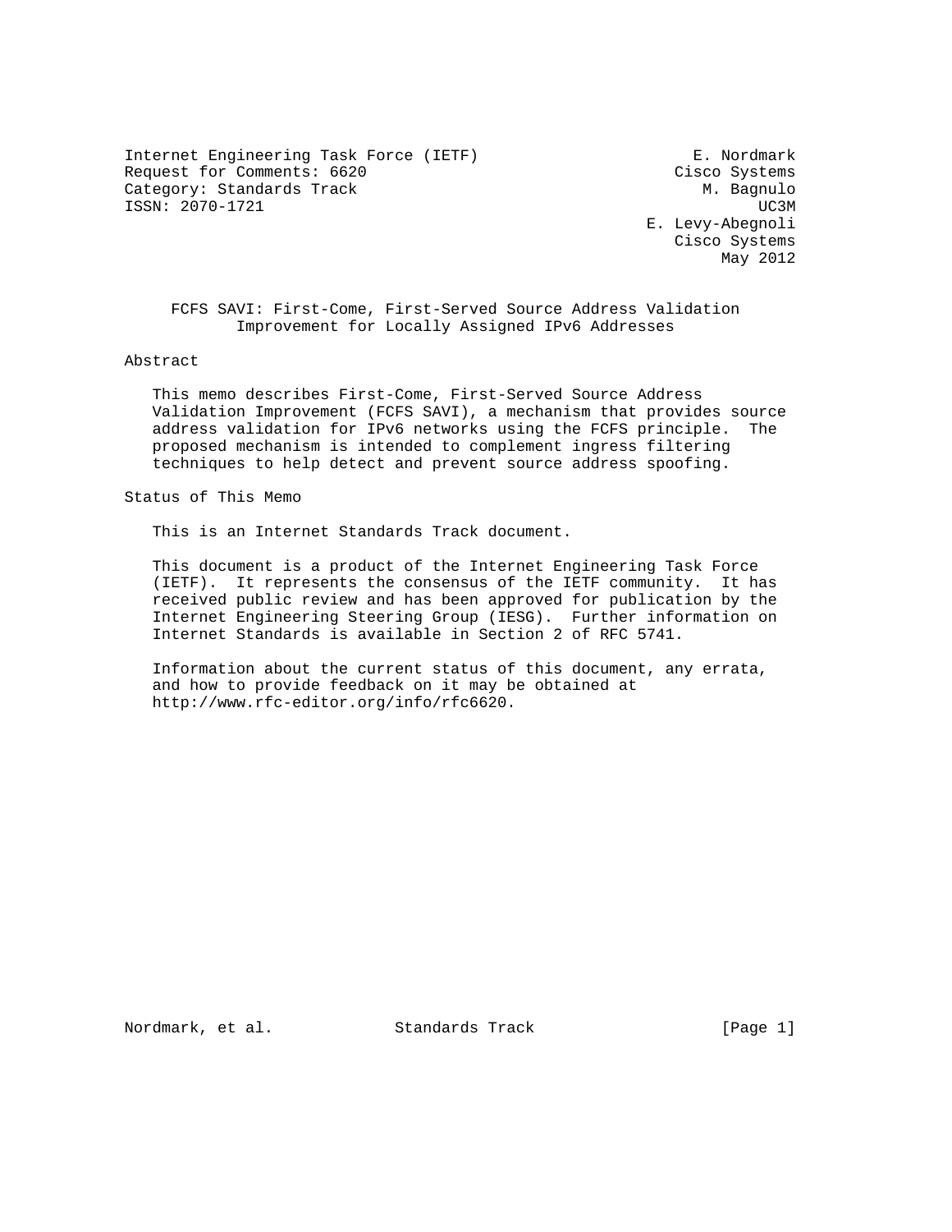Internet Engineering Task Force (IETF) E. Nordmark
Request for Comments: 6620 Cisco Systems
Category: Standards Track M. Bagnulo
ISSN: 2070-1721 UC3M
E. Levy-Abegnoli
Cisco Systems
May 2012

# FCFS SAVI: First-Come, First-Served Source Address Validation Improvement for Locally Assigned IPv6 Addresses

## Abstract

This memo describes First-Come, First-Served Source Address Validation Improvement (FCFS SAVI), a mechanism that provides source address validation for IPv6 networks using the FCFS principle. The proposed mechanism is intended to complement ingress filtering techniques to help detect and prevent source address spoofing.

## Status of This Memo

This is an Internet Standards Track document.

This document is a product of the Internet Engineering Task Force (IETF). It represents the consensus of the IETF community. It has received public review and has been approved for publication by the Internet Engineering Steering Group (IESG). Further information on Internet Standards is available in Section 2 of RFC 5741.

Information about the current status of this document, any errata, and how to provide feedback on it may be obtained at http://www.rfc-editor.org/info/rfc6620.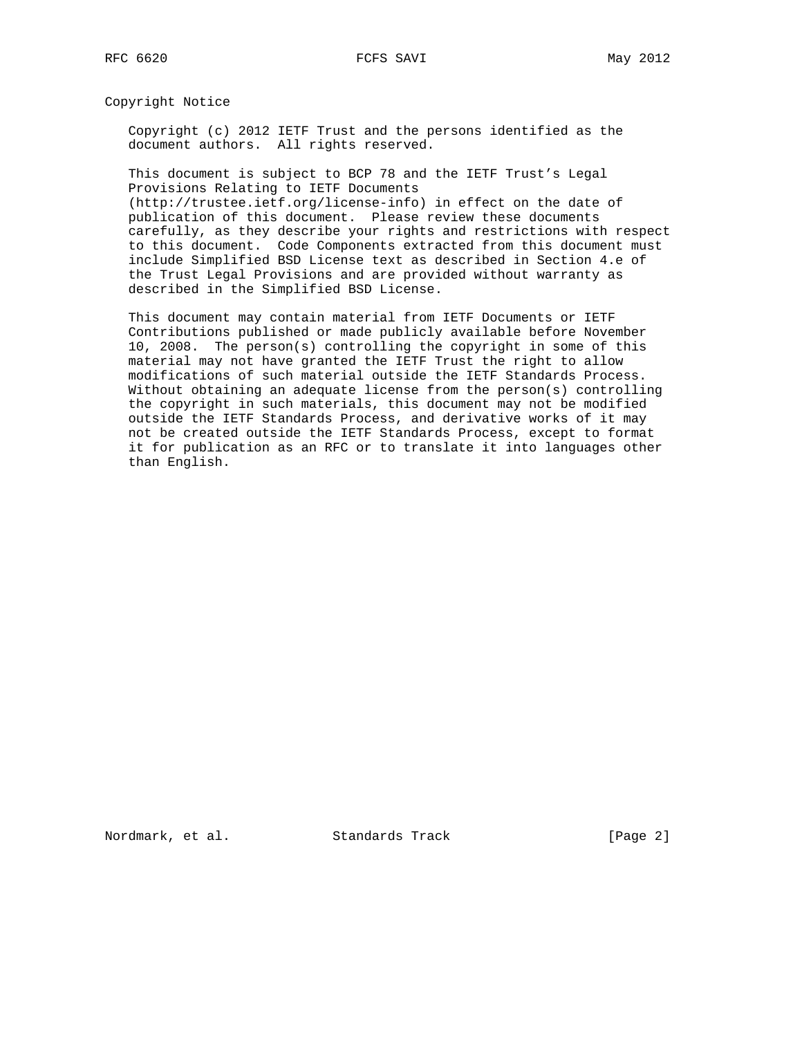## Copyright Notice

Copyright (c) 2012 IETF Trust and the persons identified as the document authors. All rights reserved.

This document is subject to BCP 78 and the IETF Trust's Legal Provisions Relating to IETF Documents (http://trustee.ietf.org/license-info) in effect on the date of publication of this document. Please review these documents carefully, as they describe your rights and restrictions with respect to this document. Code Components extracted from this document must include Simplified BSD License text as described in Section 4.e of the Trust Legal Provisions and are provided without warranty as described in the Simplified BSD License.

This document may contain material from IETF Documents or IETF Contributions published or made publicly available before November 10, 2008. The person(s) controlling the copyright in some of this material may not have granted the IETF Trust the right to allow modifications of such material outside the IETF Standards Process. Without obtaining an adequate license from the person(s) controlling the copyright in such materials, this document may not be modified outside the IETF Standards Process, and derivative works of it may not be created outside the IETF Standards Process, except to format it for publication as an RFC or to translate it into languages other than English.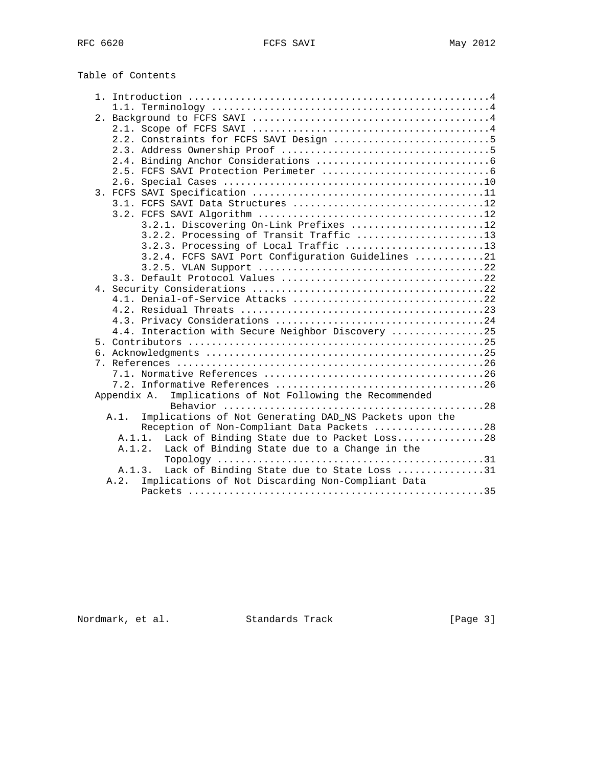Table of Contents

```
   1. Introduction ....................................................4
      1.1. Terminology ................................................4
   2. Background to FCFS SAVI .........................................4
      2.1. Scope of FCFS SAVI .........................................4
      2.2. Constraints for FCFS SAVI Design ...........................5
      2.3. Address Ownership Proof ....................................5
      2.4. Binding Anchor Considerations ..............................6
      2.5. FCFS SAVI Protection Perimeter .............................6
      2.6. Special Cases .............................................10
   3. FCFS SAVI Specification ........................................11
      3.1. FCFS SAVI Data Structures .................................12
      3.2. FCFS SAVI Algorithm .......................................12
           3.2.1. Discovering On-Link Prefixes .......................12
           3.2.2. Processing of Transit Traffic ......................13
           3.2.3. Processing of Local Traffic ........................13
           3.2.4. FCFS SAVI Port Configuration Guidelines ............21
           3.2.5. VLAN Support .......................................22
      3.3. Default Protocol Values ...................................22
   4. Security Considerations ........................................22
      4.1. Denial-of-Service Attacks .................................22
      4.2. Residual Threats ..........................................23
      4.3. Privacy Considerations ....................................24
      4.4. Interaction with Secure Neighbor Discovery ................25
   5. Contributors ...................................................25
   6. Acknowledgments ................................................25
   7. References .....................................................26
      7.1. Normative References ......................................26
      7.2. Informative References ....................................26
   Appendix A.  Implications of Not Following the Recommended
                Behavior .............................................28
     A.1.  Implications of Not Generating DAD_NS Packets upon the
           Reception of Non-Compliant Data Packets ...................28
       A.1.1.  Lack of Binding State due to Packet Loss...............28
       A.1.2.  Lack of Binding State due to a Change in the
               Topology ..............................................31
       A.1.3.  Lack of Binding State due to State Loss ...............31
     A.2.  Implications of Not Discarding Non-Compliant Data
           Packets ...................................................35
```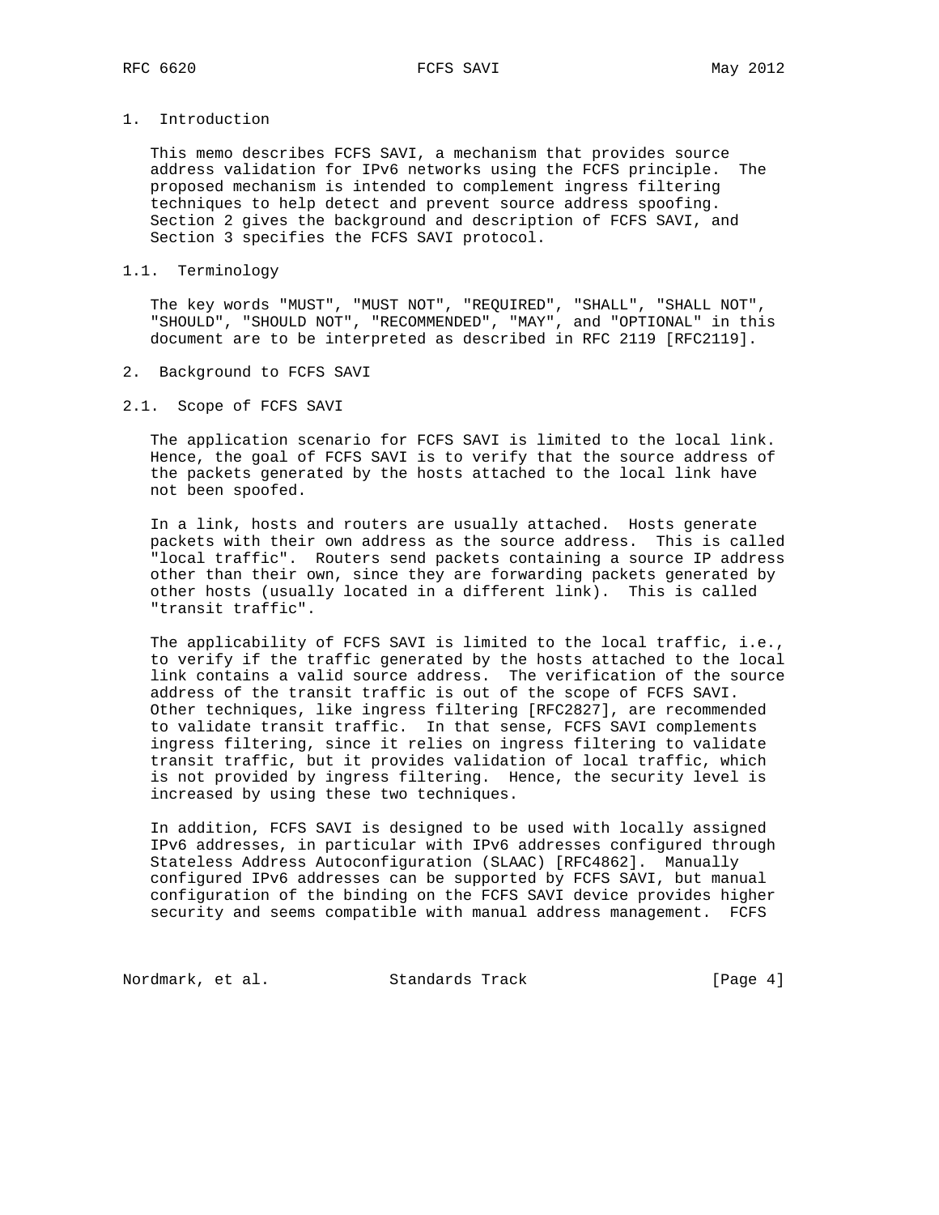# 1. Introduction

This memo describes FCFS SAVI, a mechanism that provides source address validation for IPv6 networks using the FCFS principle. The proposed mechanism is intended to complement ingress filtering techniques to help detect and prevent source address spoofing. Section 2 gives the background and description of FCFS SAVI, and Section 3 specifies the FCFS SAVI protocol.

## 1.1. Terminology

The key words "MUST", "MUST NOT", "REQUIRED", "SHALL", "SHALL NOT", "SHOULD", "SHOULD NOT", "RECOMMENDED", "MAY", and "OPTIONAL" in this document are to be interpreted as described in RFC 2119 [RFC2119].

# 2. Background to FCFS SAVI

## 2.1. Scope of FCFS SAVI

The application scenario for FCFS SAVI is limited to the local link. Hence, the goal of FCFS SAVI is to verify that the source address of the packets generated by the hosts attached to the local link have not been spoofed.

In a link, hosts and routers are usually attached. Hosts generate packets with their own address as the source address. This is called "local traffic". Routers send packets containing a source IP address other than their own, since they are forwarding packets generated by other hosts (usually located in a different link). This is called "transit traffic".

The applicability of FCFS SAVI is limited to the local traffic, i.e., to verify if the traffic generated by the hosts attached to the local link contains a valid source address. The verification of the source address of the transit traffic is out of the scope of FCFS SAVI. Other techniques, like ingress filtering [RFC2827], are recommended to validate transit traffic. In that sense, FCFS SAVI complements ingress filtering, since it relies on ingress filtering to validate transit traffic, but it provides validation of local traffic, which is not provided by ingress filtering. Hence, the security level is increased by using these two techniques.

In addition, FCFS SAVI is designed to be used with locally assigned IPv6 addresses, in particular with IPv6 addresses configured through Stateless Address Autoconfiguration (SLAAC) [RFC4862]. Manually configured IPv6 addresses can be supported by FCFS SAVI, but manual configuration of the binding on the FCFS SAVI device provides higher security and seems compatible with manual address management. FCFS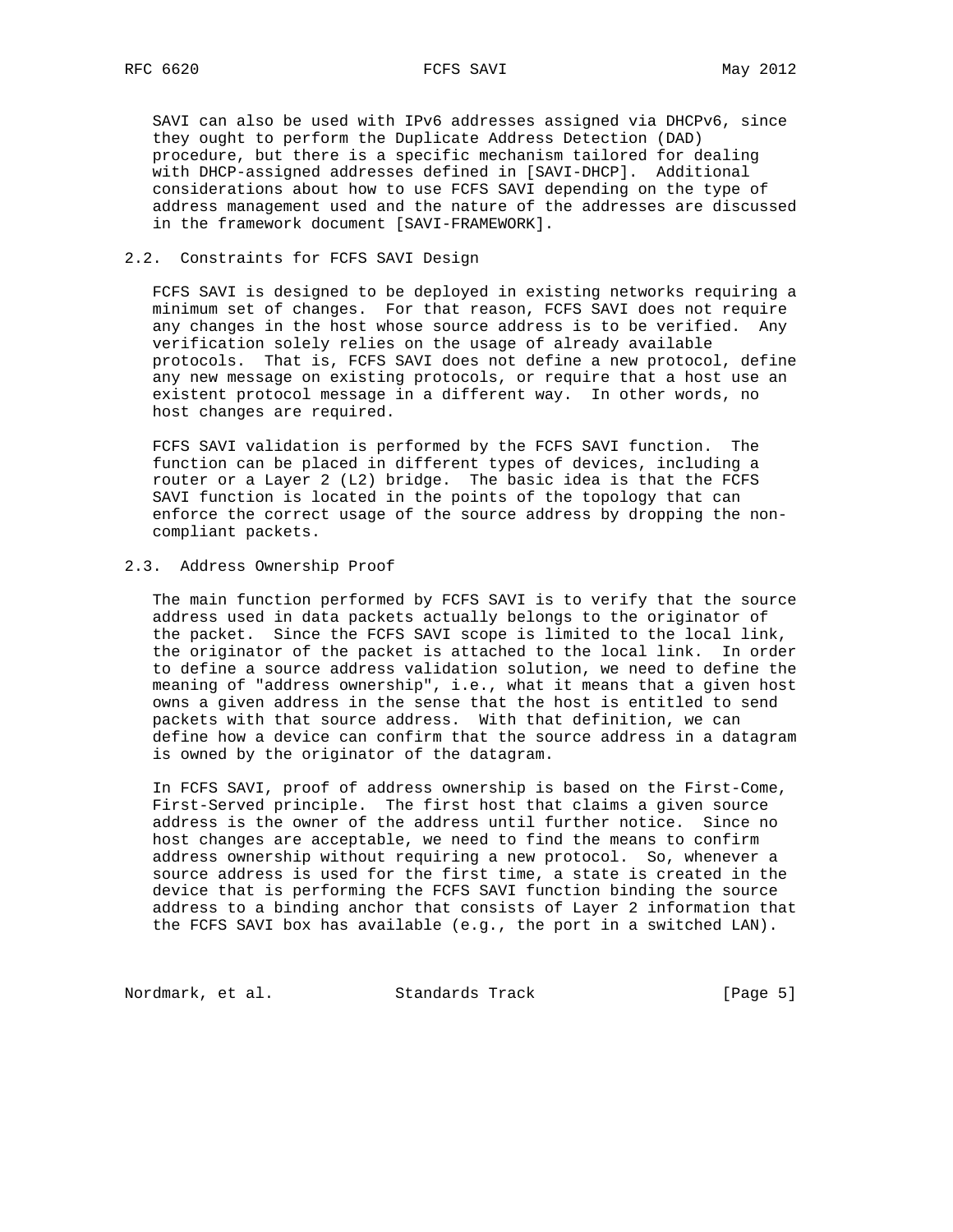SAVI can also be used with IPv6 addresses assigned via DHCPv6, since they ought to perform the Duplicate Address Detection (DAD) procedure, but there is a specific mechanism tailored for dealing with DHCP-assigned addresses defined in [SAVI-DHCP]. Additional considerations about how to use FCFS SAVI depending on the type of address management used and the nature of the addresses are discussed in the framework document [SAVI-FRAMEWORK].

### 2.2. Constraints for FCFS SAVI Design

FCFS SAVI is designed to be deployed in existing networks requiring a minimum set of changes. For that reason, FCFS SAVI does not require any changes in the host whose source address is to be verified. Any verification solely relies on the usage of already available protocols. That is, FCFS SAVI does not define a new protocol, define any new message on existing protocols, or require that a host use an existent protocol message in a different way. In other words, no host changes are required.

FCFS SAVI validation is performed by the FCFS SAVI function. The function can be placed in different types of devices, including a router or a Layer 2 (L2) bridge. The basic idea is that the FCFS SAVI function is located in the points of the topology that can enforce the correct usage of the source address by dropping the non-compliant packets.

### 2.3. Address Ownership Proof

The main function performed by FCFS SAVI is to verify that the source address used in data packets actually belongs to the originator of the packet. Since the FCFS SAVI scope is limited to the local link, the originator of the packet is attached to the local link. In order to define a source address validation solution, we need to define the meaning of "address ownership", i.e., what it means that a given host owns a given address in the sense that the host is entitled to send packets with that source address. With that definition, we can define how a device can confirm that the source address in a datagram is owned by the originator of the datagram.

In FCFS SAVI, proof of address ownership is based on the First-Come, First-Served principle. The first host that claims a given source address is the owner of the address until further notice. Since no host changes are acceptable, we need to find the means to confirm address ownership without requiring a new protocol. So, whenever a source address is used for the first time, a state is created in the device that is performing the FCFS SAVI function binding the source address to a binding anchor that consists of Layer 2 information that the FCFS SAVI box has available (e.g., the port in a switched LAN).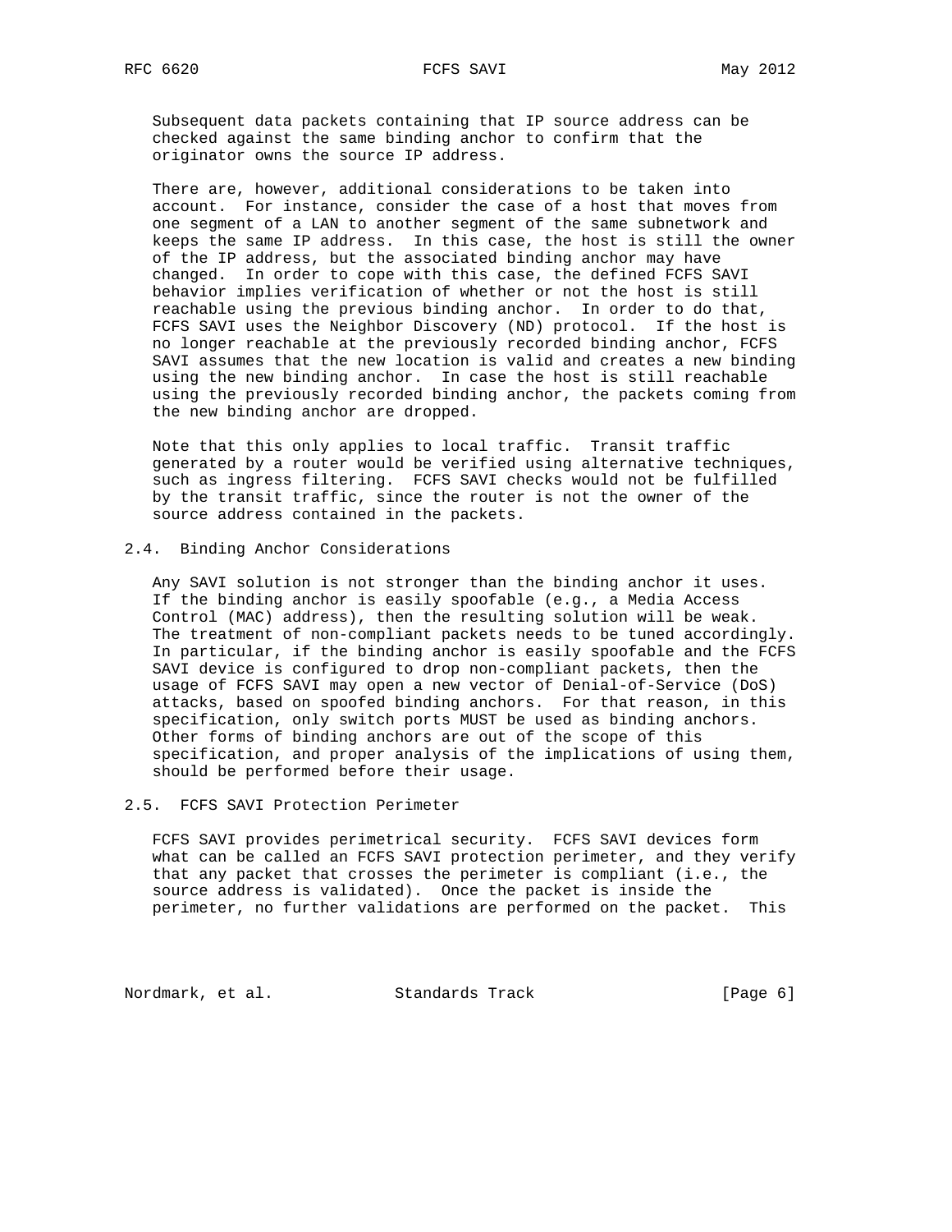Subsequent data packets containing that IP source address can be checked against the same binding anchor to confirm that the originator owns the source IP address.

There are, however, additional considerations to be taken into account. For instance, consider the case of a host that moves from one segment of a LAN to another segment of the same subnetwork and keeps the same IP address. In this case, the host is still the owner of the IP address, but the associated binding anchor may have changed. In order to cope with this case, the defined FCFS SAVI behavior implies verification of whether or not the host is still reachable using the previous binding anchor. In order to do that, FCFS SAVI uses the Neighbor Discovery (ND) protocol. If the host is no longer reachable at the previously recorded binding anchor, FCFS SAVI assumes that the new location is valid and creates a new binding using the new binding anchor. In case the host is still reachable using the previously recorded binding anchor, the packets coming from the new binding anchor are dropped.

Note that this only applies to local traffic. Transit traffic generated by a router would be verified using alternative techniques, such as ingress filtering. FCFS SAVI checks would not be fulfilled by the transit traffic, since the router is not the owner of the source address contained in the packets.

## 2.4. Binding Anchor Considerations

Any SAVI solution is not stronger than the binding anchor it uses. If the binding anchor is easily spoofable (e.g., a Media Access Control (MAC) address), then the resulting solution will be weak. The treatment of non-compliant packets needs to be tuned accordingly. In particular, if the binding anchor is easily spoofable and the FCFS SAVI device is configured to drop non-compliant packets, then the usage of FCFS SAVI may open a new vector of Denial-of-Service (DoS) attacks, based on spoofed binding anchors. For that reason, in this specification, only switch ports MUST be used as binding anchors. Other forms of binding anchors are out of the scope of this specification, and proper analysis of the implications of using them, should be performed before their usage.

## 2.5. FCFS SAVI Protection Perimeter

FCFS SAVI provides perimetrical security. FCFS SAVI devices form what can be called an FCFS SAVI protection perimeter, and they verify that any packet that crosses the perimeter is compliant (i.e., the source address is validated). Once the packet is inside the perimeter, no further validations are performed on the packet. This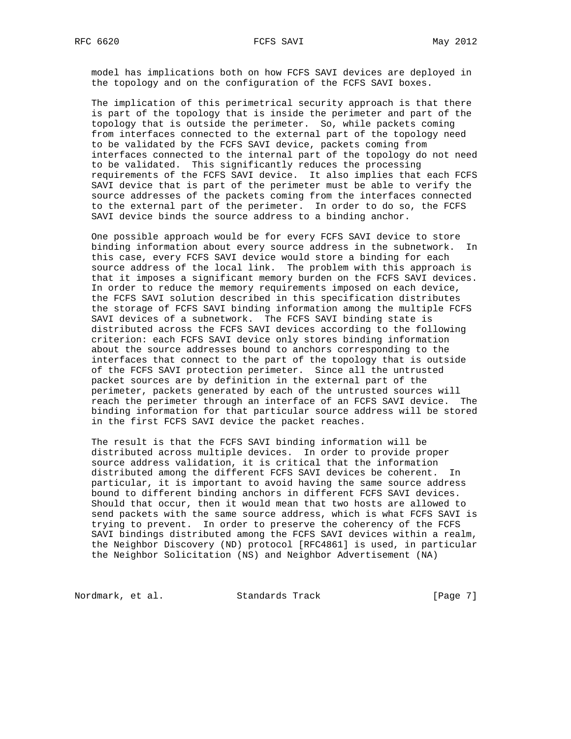model has implications both on how FCFS SAVI devices are deployed in the topology and on the configuration of the FCFS SAVI boxes.

The implication of this perimetrical security approach is that there is part of the topology that is inside the perimeter and part of the topology that is outside the perimeter. So, while packets coming from interfaces connected to the external part of the topology need to be validated by the FCFS SAVI device, packets coming from interfaces connected to the internal part of the topology do not need to be validated. This significantly reduces the processing requirements of the FCFS SAVI device. It also implies that each FCFS SAVI device that is part of the perimeter must be able to verify the source addresses of the packets coming from the interfaces connected to the external part of the perimeter. In order to do so, the FCFS SAVI device binds the source address to a binding anchor.

One possible approach would be for every FCFS SAVI device to store binding information about every source address in the subnetwork. In this case, every FCFS SAVI device would store a binding for each source address of the local link. The problem with this approach is that it imposes a significant memory burden on the FCFS SAVI devices. In order to reduce the memory requirements imposed on each device, the FCFS SAVI solution described in this specification distributes the storage of FCFS SAVI binding information among the multiple FCFS SAVI devices of a subnetwork. The FCFS SAVI binding state is distributed across the FCFS SAVI devices according to the following criterion: each FCFS SAVI device only stores binding information about the source addresses bound to anchors corresponding to the interfaces that connect to the part of the topology that is outside of the FCFS SAVI protection perimeter. Since all the untrusted packet sources are by definition in the external part of the perimeter, packets generated by each of the untrusted sources will reach the perimeter through an interface of an FCFS SAVI device. The binding information for that particular source address will be stored in the first FCFS SAVI device the packet reaches.

The result is that the FCFS SAVI binding information will be distributed across multiple devices. In order to provide proper source address validation, it is critical that the information distributed among the different FCFS SAVI devices be coherent. In particular, it is important to avoid having the same source address bound to different binding anchors in different FCFS SAVI devices. Should that occur, then it would mean that two hosts are allowed to send packets with the same source address, which is what FCFS SAVI is trying to prevent. In order to preserve the coherency of the FCFS SAVI bindings distributed among the FCFS SAVI devices within a realm, the Neighbor Discovery (ND) protocol [RFC4861] is used, in particular the Neighbor Solicitation (NS) and Neighbor Advertisement (NA)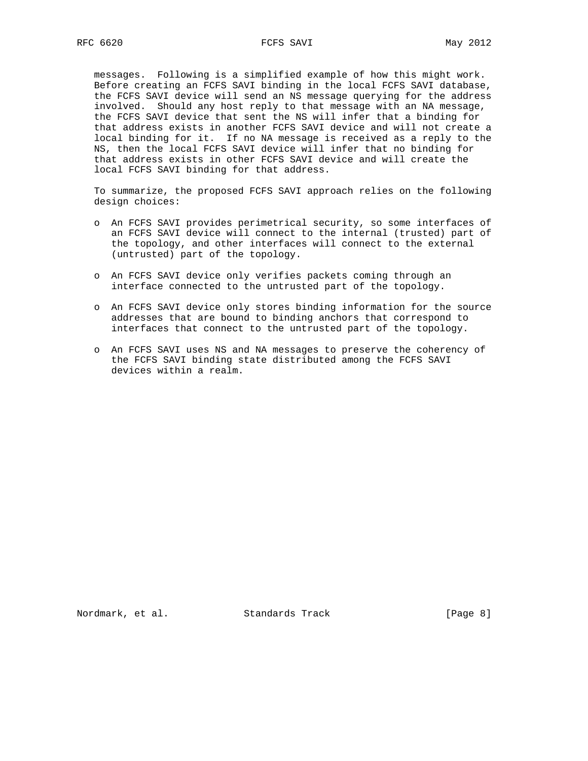messages. Following is a simplified example of how this might work. Before creating an FCFS SAVI binding in the local FCFS SAVI database, the FCFS SAVI device will send an NS message querying for the address involved. Should any host reply to that message with an NA message, the FCFS SAVI device that sent the NS will infer that a binding for that address exists in another FCFS SAVI device and will not create a local binding for it. If no NA message is received as a reply to the NS, then the local FCFS SAVI device will infer that no binding for that address exists in other FCFS SAVI device and will create the local FCFS SAVI binding for that address.

To summarize, the proposed FCFS SAVI approach relies on the following design choices:

- An FCFS SAVI provides perimetrical security, so some interfaces of an FCFS SAVI device will connect to the internal (trusted) part of the topology, and other interfaces will connect to the external (untrusted) part of the topology.
- An FCFS SAVI device only verifies packets coming through an interface connected to the untrusted part of the topology.
- An FCFS SAVI device only stores binding information for the source addresses that are bound to binding anchors that correspond to interfaces that connect to the untrusted part of the topology.
- An FCFS SAVI uses NS and NA messages to preserve the coherency of the FCFS SAVI binding state distributed among the FCFS SAVI devices within a realm.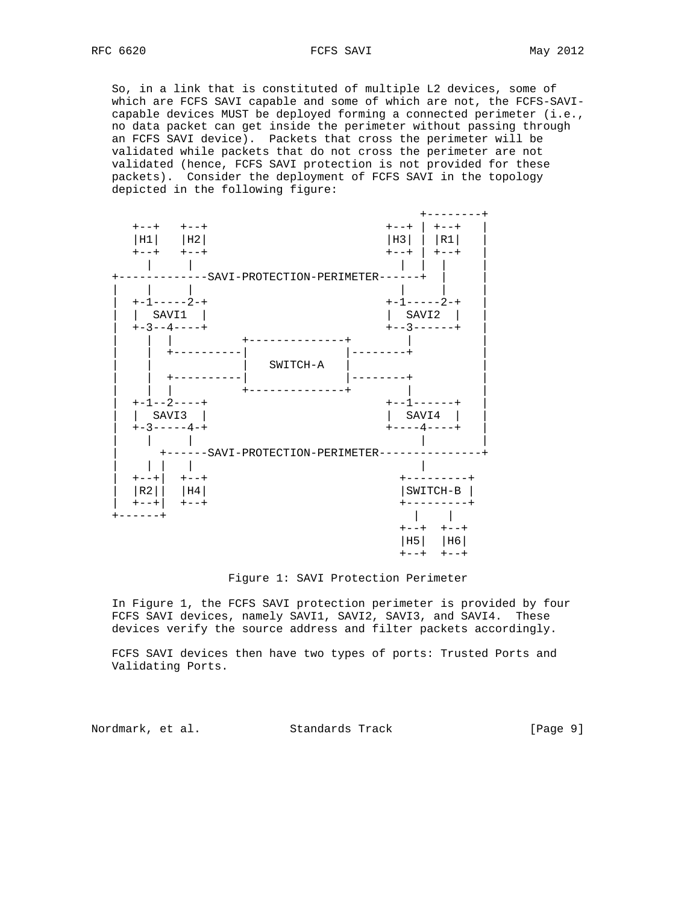So, in a link that is constituted of multiple L2 devices, some of which are FCFS SAVI capable and some of which are not, the FCFS-SAVI-capable devices MUST be deployed forming a connected perimeter (i.e., no data packet can get inside the perimeter without passing through an FCFS SAVI device). Packets that cross the perimeter will be validated while packets that do not cross the perimeter are not validated (hence, FCFS SAVI protection is not provided for these packets). Consider the deployment of FCFS SAVI in the topology depicted in the following figure:

```
                                                   +--------+
   +--+   +--+                             +--+ | +--+   |
   |H1|   |H2|                             |H3| | |R1|   |
   +--+   +--+                             +--+ | +--+   |
     |     |                                |   |  |     |
+-------------SAVI-PROTECTION-PERIMETER------+  |     |
|    |     |                                |     |      |
|  +-1-----2-+                             +-1-----2-+   |
|  |  SAVI1  |                             |  SAVI2  |   |
|  +-3--4----+                             +--3------+   |
|    |  |          +--------------+          |           |
|    |  +----------|              |----------+           |
|    |             |   SWITCH-A   |                      |
|    |  +----------|              |----------+           |
|    |  |          +--------------+          |           |
|  +-1--2----+                             +--1------+   |
|  |  SAVI3  |                             |  SAVI4  |   |
|  +-3-----4-+                             +----4----+   |
|    |     |                                    |        |
|      +------SAVI-PROTECTION-PERIMETER---------------+
|    | |   |                                    |
|  +--+|  +--+                            +---------+
|  |R2||  |H4|                            |SWITCH-B |
|  +--+|  +--+                            +---------+
+------+                                    |    |
                                          +--+  +--+
                                          |H5|  |H6|
                                          +--+  +--+
```

Figure 1: SAVI Protection Perimeter

In Figure 1, the FCFS SAVI protection perimeter is provided by four FCFS SAVI devices, namely SAVI1, SAVI2, SAVI3, and SAVI4. These devices verify the source address and filter packets accordingly.

FCFS SAVI devices then have two types of ports: Trusted Ports and Validating Ports.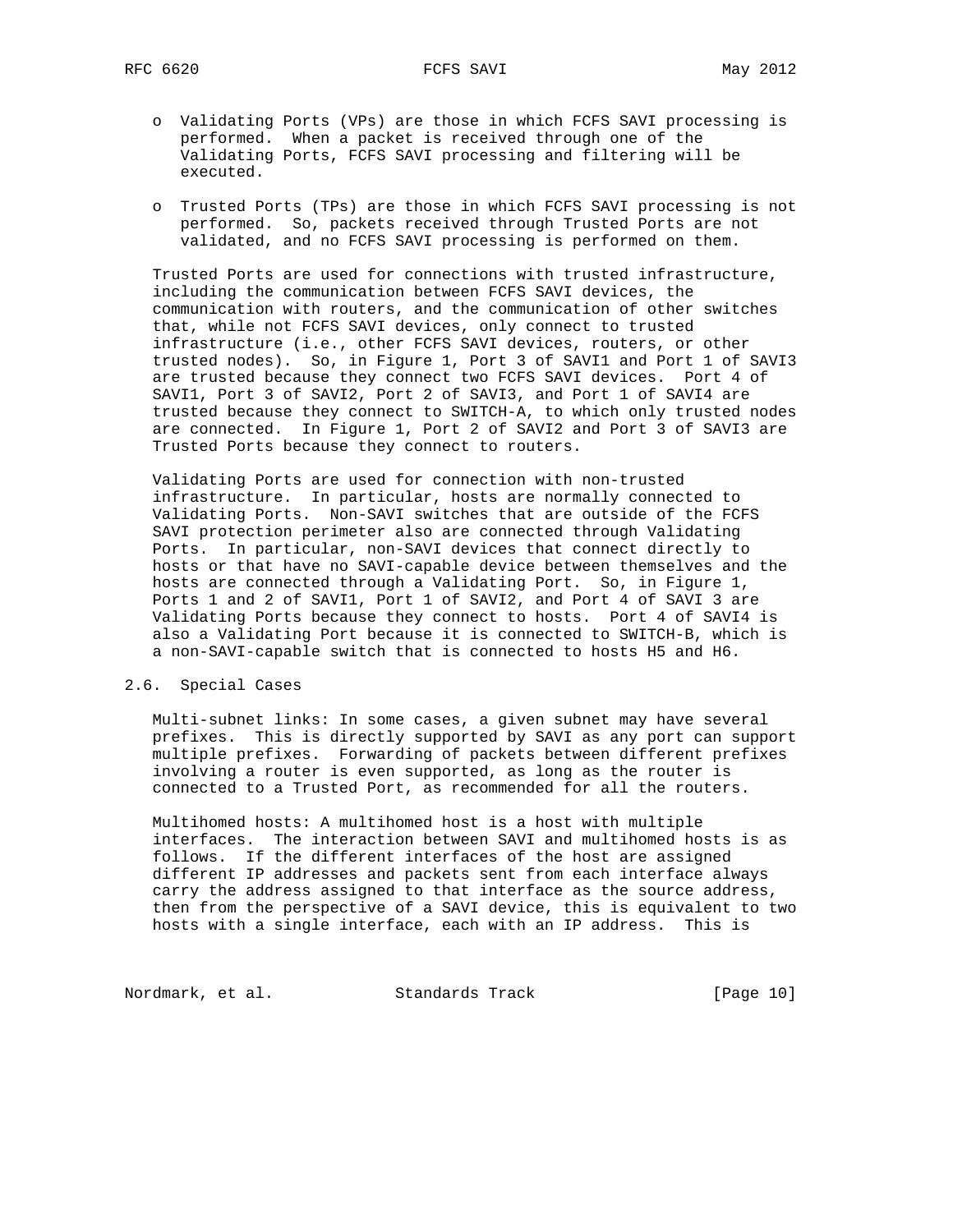- Validating Ports (VPs) are those in which FCFS SAVI processing is performed. When a packet is received through one of the Validating Ports, FCFS SAVI processing and filtering will be executed.

- Trusted Ports (TPs) are those in which FCFS SAVI processing is not performed. So, packets received through Trusted Ports are not validated, and no FCFS SAVI processing is performed on them.

Trusted Ports are used for connections with trusted infrastructure, including the communication between FCFS SAVI devices, the communication with routers, and the communication of other switches that, while not FCFS SAVI devices, only connect to trusted infrastructure (i.e., other FCFS SAVI devices, routers, or other trusted nodes). So, in Figure 1, Port 3 of SAVI1 and Port 1 of SAVI3 are trusted because they connect two FCFS SAVI devices. Port 4 of SAVI1, Port 3 of SAVI2, Port 2 of SAVI3, and Port 1 of SAVI4 are trusted because they connect to SWITCH-A, to which only trusted nodes are connected. In Figure 1, Port 2 of SAVI2 and Port 3 of SAVI3 are Trusted Ports because they connect to routers.

Validating Ports are used for connection with non-trusted infrastructure. In particular, hosts are normally connected to Validating Ports. Non-SAVI switches that are outside of the FCFS SAVI protection perimeter also are connected through Validating Ports. In particular, non-SAVI devices that connect directly to hosts or that have no SAVI-capable device between themselves and the hosts are connected through a Validating Port. So, in Figure 1, Ports 1 and 2 of SAVI1, Port 1 of SAVI2, and Port 4 of SAVI 3 are Validating Ports because they connect to hosts. Port 4 of SAVI4 is also a Validating Port because it is connected to SWITCH-B, which is a non-SAVI-capable switch that is connected to hosts H5 and H6.

## 2.6. Special Cases

Multi-subnet links: In some cases, a given subnet may have several prefixes. This is directly supported by SAVI as any port can support multiple prefixes. Forwarding of packets between different prefixes involving a router is even supported, as long as the router is connected to a Trusted Port, as recommended for all the routers.

Multihomed hosts: A multihomed host is a host with multiple interfaces. The interaction between SAVI and multihomed hosts is as follows. If the different interfaces of the host are assigned different IP addresses and packets sent from each interface always carry the address assigned to that interface as the source address, then from the perspective of a SAVI device, this is equivalent to two hosts with a single interface, each with an IP address. This is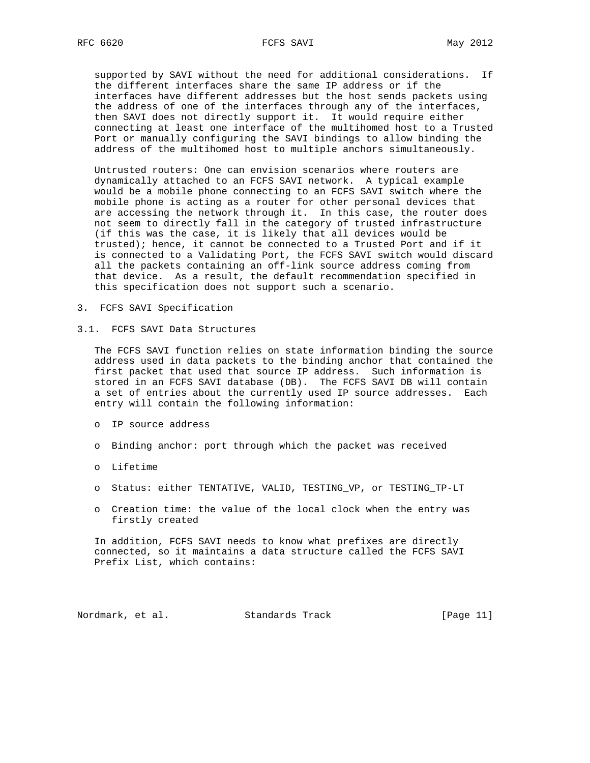supported by SAVI without the need for additional considerations. If the different interfaces share the same IP address or if the interfaces have different addresses but the host sends packets using the address of one of the interfaces through any of the interfaces, then SAVI does not directly support it. It would require either connecting at least one interface of the multihomed host to a Trusted Port or manually configuring the SAVI bindings to allow binding the address of the multihomed host to multiple anchors simultaneously.

Untrusted routers: One can envision scenarios where routers are dynamically attached to an FCFS SAVI network. A typical example would be a mobile phone connecting to an FCFS SAVI switch where the mobile phone is acting as a router for other personal devices that are accessing the network through it. In this case, the router does not seem to directly fall in the category of trusted infrastructure (if this was the case, it is likely that all devices would be trusted); hence, it cannot be connected to a Trusted Port and if it is connected to a Validating Port, the FCFS SAVI switch would discard all the packets containing an off-link source address coming from that device. As a result, the default recommendation specified in this specification does not support such a scenario.

# 3. FCFS SAVI Specification

## 3.1. FCFS SAVI Data Structures

The FCFS SAVI function relies on state information binding the source address used in data packets to the binding anchor that contained the first packet that used that source IP address. Such information is stored in an FCFS SAVI database (DB). The FCFS SAVI DB will contain a set of entries about the currently used IP source addresses. Each entry will contain the following information:

- IP source address
- Binding anchor: port through which the packet was received
- Lifetime
- Status: either TENTATIVE, VALID, TESTING_VP, or TESTING_TP-LT
- Creation time: the value of the local clock when the entry was firstly created

In addition, FCFS SAVI needs to know what prefixes are directly connected, so it maintains a data structure called the FCFS SAVI Prefix List, which contains: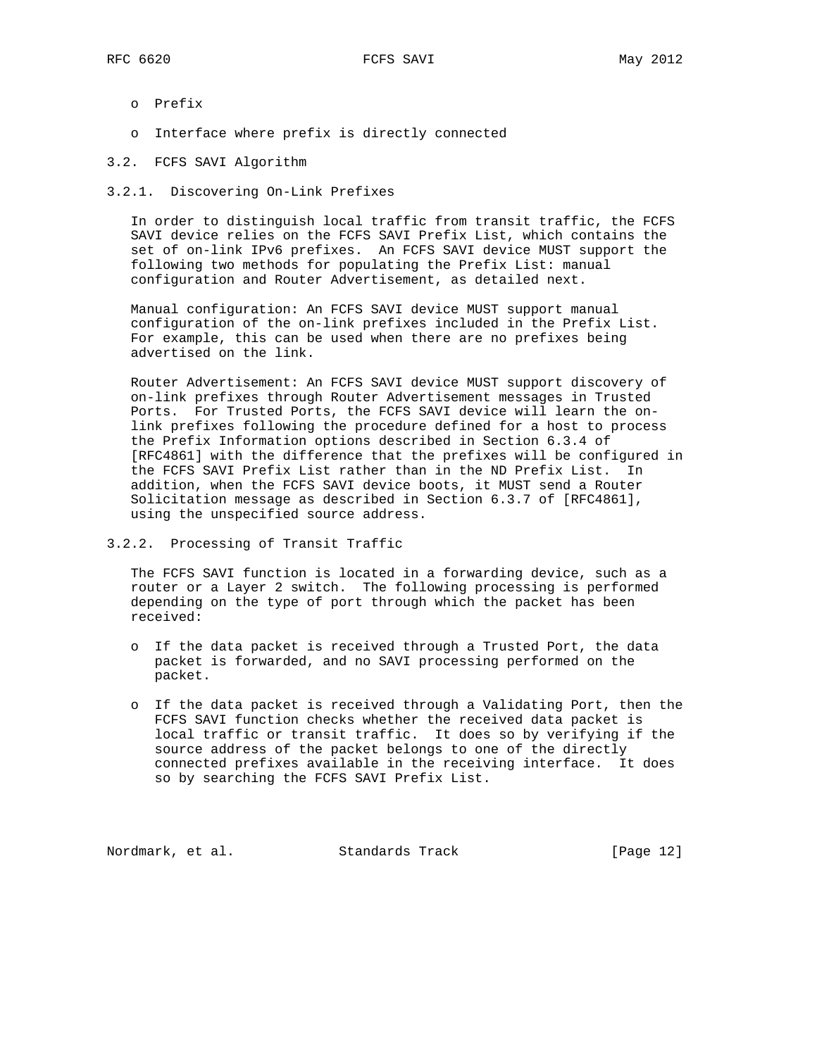- Prefix
- Interface where prefix is directly connected

### 3.2. FCFS SAVI Algorithm

#### 3.2.1. Discovering On-Link Prefixes

In order to distinguish local traffic from transit traffic, the FCFS SAVI device relies on the FCFS SAVI Prefix List, which contains the set of on-link IPv6 prefixes. An FCFS SAVI device MUST support the following two methods for populating the Prefix List: manual configuration and Router Advertisement, as detailed next.

Manual configuration: An FCFS SAVI device MUST support manual configuration of the on-link prefixes included in the Prefix List. For example, this can be used when there are no prefixes being advertised on the link.

Router Advertisement: An FCFS SAVI device MUST support discovery of on-link prefixes through Router Advertisement messages in Trusted Ports. For Trusted Ports, the FCFS SAVI device will learn the on-link prefixes following the procedure defined for a host to process the Prefix Information options described in Section 6.3.4 of [RFC4861] with the difference that the prefixes will be configured in the FCFS SAVI Prefix List rather than in the ND Prefix List. In addition, when the FCFS SAVI device boots, it MUST send a Router Solicitation message as described in Section 6.3.7 of [RFC4861], using the unspecified source address.

#### 3.2.2. Processing of Transit Traffic

The FCFS SAVI function is located in a forwarding device, such as a router or a Layer 2 switch. The following processing is performed depending on the type of port through which the packet has been received:

- If the data packet is received through a Trusted Port, the data packet is forwarded, and no SAVI processing performed on the packet.
- If the data packet is received through a Validating Port, then the FCFS SAVI function checks whether the received data packet is local traffic or transit traffic. It does so by verifying if the source address of the packet belongs to one of the directly connected prefixes available in the receiving interface. It does so by searching the FCFS SAVI Prefix List.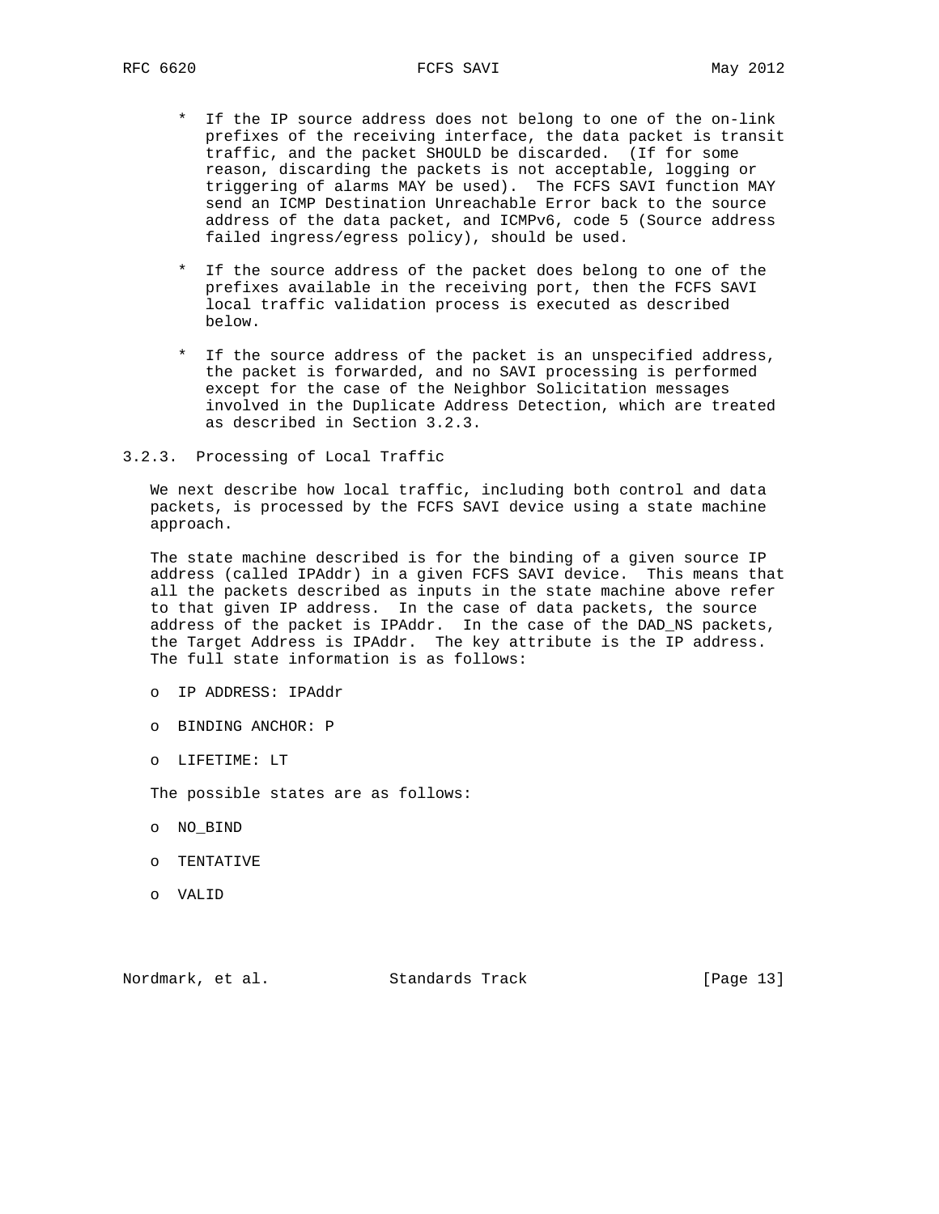* If the IP source address does not belong to one of the on-link prefixes of the receiving interface, the data packet is transit traffic, and the packet SHOULD be discarded. (If for some reason, discarding the packets is not acceptable, logging or triggering of alarms MAY be used). The FCFS SAVI function MAY send an ICMP Destination Unreachable Error back to the source address of the data packet, and ICMPv6, code 5 (Source address failed ingress/egress policy), should be used.

* If the source address of the packet does belong to one of the prefixes available in the receiving port, then the FCFS SAVI local traffic validation process is executed as described below.

* If the source address of the packet is an unspecified address, the packet is forwarded, and no SAVI processing is performed except for the case of the Neighbor Solicitation messages involved in the Duplicate Address Detection, which are treated as described in Section 3.2.3.

### 3.2.3. Processing of Local Traffic

We next describe how local traffic, including both control and data packets, is processed by the FCFS SAVI device using a state machine approach.

The state machine described is for the binding of a given source IP address (called IPAddr) in a given FCFS SAVI device. This means that all the packets described as inputs in the state machine above refer to that given IP address. In the case of data packets, the source address of the packet is IPAddr. In the case of the DAD_NS packets, the Target Address is IPAddr. The key attribute is the IP address. The full state information is as follows:

- IP ADDRESS: IPAddr
- BINDING ANCHOR: P
- LIFETIME: LT

The possible states are as follows:

- NO_BIND
- TENTATIVE
- VALID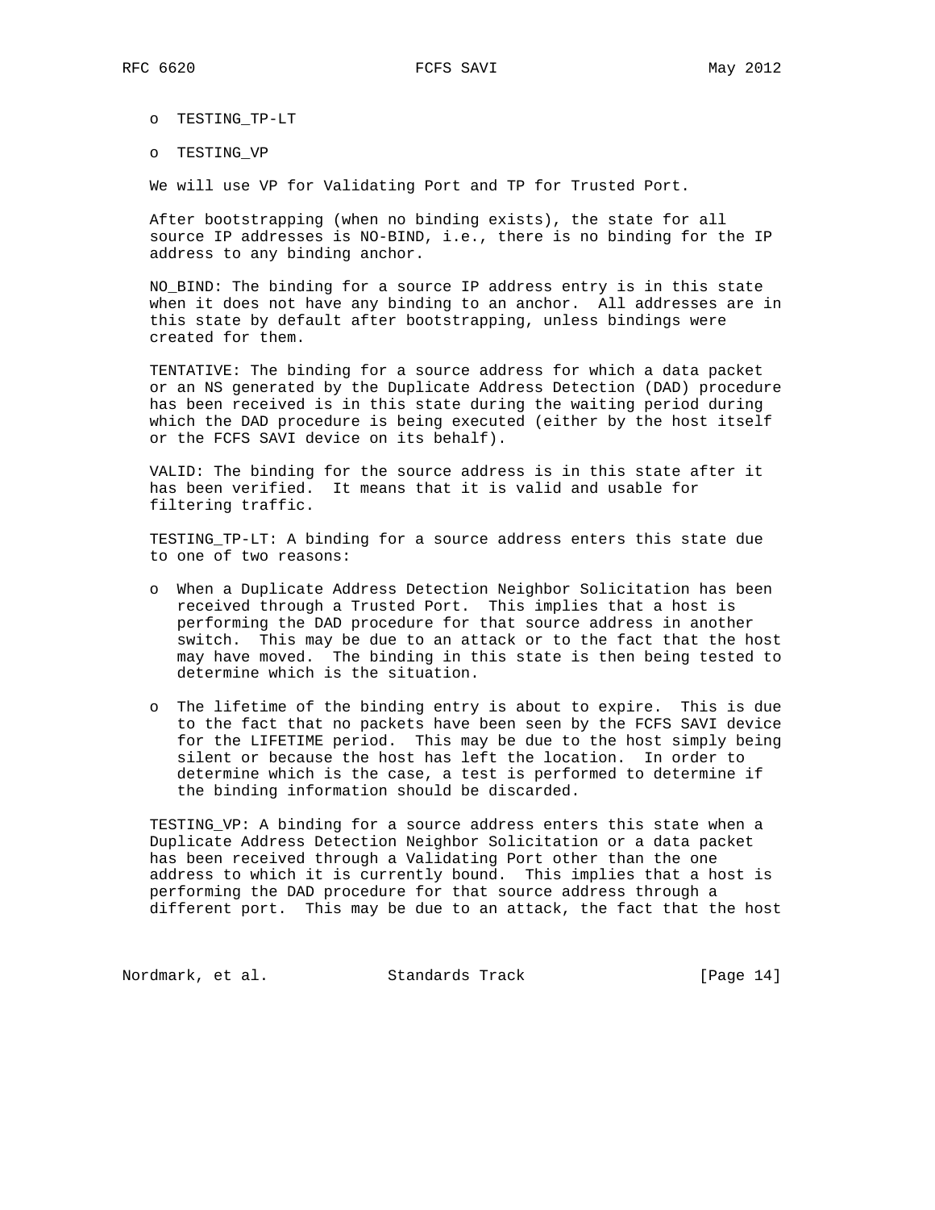- TESTING_TP-LT
- TESTING_VP

We will use VP for Validating Port and TP for Trusted Port.

After bootstrapping (when no binding exists), the state for all source IP addresses is NO-BIND, i.e., there is no binding for the IP address to any binding anchor.

NO_BIND: The binding for a source IP address entry is in this state when it does not have any binding to an anchor. All addresses are in this state by default after bootstrapping, unless bindings were created for them.

TENTATIVE: The binding for a source address for which a data packet or an NS generated by the Duplicate Address Detection (DAD) procedure has been received is in this state during the waiting period during which the DAD procedure is being executed (either by the host itself or the FCFS SAVI device on its behalf).

VALID: The binding for the source address is in this state after it has been verified. It means that it is valid and usable for filtering traffic.

TESTING_TP-LT: A binding for a source address enters this state due to one of two reasons:

- When a Duplicate Address Detection Neighbor Solicitation has been received through a Trusted Port. This implies that a host is performing the DAD procedure for that source address in another switch. This may be due to an attack or to the fact that the host may have moved. The binding in this state is then being tested to determine which is the situation.
- The lifetime of the binding entry is about to expire. This is due to the fact that no packets have been seen by the FCFS SAVI device for the LIFETIME period. This may be due to the host simply being silent or because the host has left the location. In order to determine which is the case, a test is performed to determine if the binding information should be discarded.

TESTING_VP: A binding for a source address enters this state when a Duplicate Address Detection Neighbor Solicitation or a data packet has been received through a Validating Port other than the one address to which it is currently bound. This implies that a host is performing the DAD procedure for that source address through a different port. This may be due to an attack, the fact that the host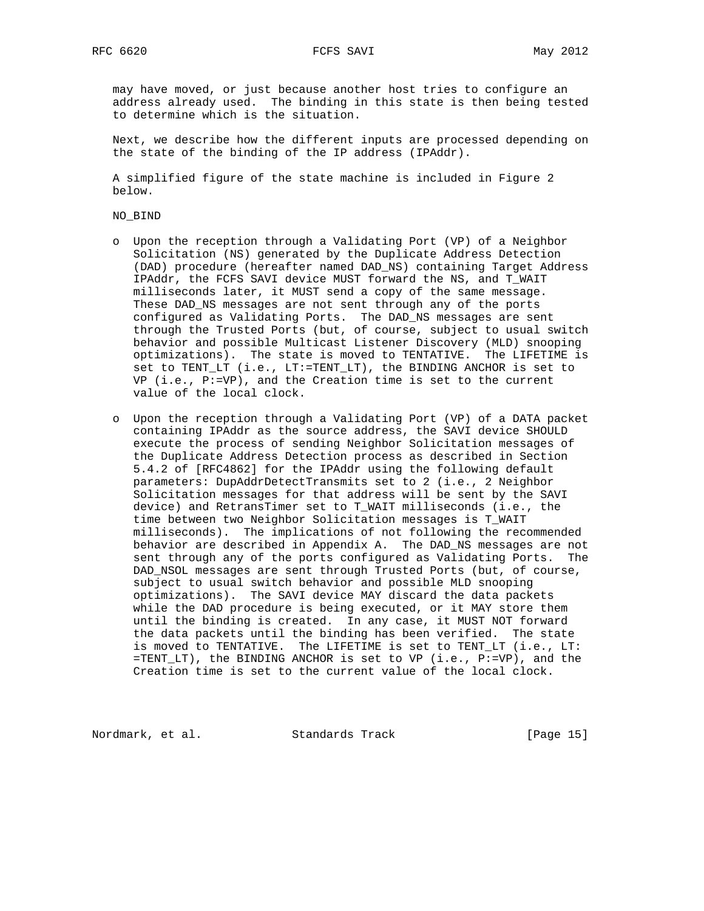may have moved, or just because another host tries to configure an address already used. The binding in this state is then being tested to determine which is the situation.

Next, we describe how the different inputs are processed depending on the state of the binding of the IP address (IPAddr).

A simplified figure of the state machine is included in Figure 2 below.

NO_BIND

- Upon the reception through a Validating Port (VP) of a Neighbor Solicitation (NS) generated by the Duplicate Address Detection (DAD) procedure (hereafter named DAD_NS) containing Target Address IPAddr, the FCFS SAVI device MUST forward the NS, and T_WAIT milliseconds later, it MUST send a copy of the same message. These DAD_NS messages are not sent through any of the ports configured as Validating Ports. The DAD_NS messages are sent through the Trusted Ports (but, of course, subject to usual switch behavior and possible Multicast Listener Discovery (MLD) snooping optimizations). The state is moved to TENTATIVE. The LIFETIME is set to TENT_LT (i.e., LT:=TENT_LT), the BINDING ANCHOR is set to VP (i.e., P:=VP), and the Creation time is set to the current value of the local clock.

- Upon the reception through a Validating Port (VP) of a DATA packet containing IPAddr as the source address, the SAVI device SHOULD execute the process of sending Neighbor Solicitation messages of the Duplicate Address Detection process as described in Section 5.4.2 of [RFC4862] for the IPAddr using the following default parameters: DupAddrDetectTransmits set to 2 (i.e., 2 Neighbor Solicitation messages for that address will be sent by the SAVI device) and RetransTimer set to T_WAIT milliseconds (i.e., the time between two Neighbor Solicitation messages is T_WAIT milliseconds). The implications of not following the recommended behavior are described in Appendix A. The DAD_NS messages are not sent through any of the ports configured as Validating Ports. The DAD_NSOL messages are sent through Trusted Ports (but, of course, subject to usual switch behavior and possible MLD snooping optimizations). The SAVI device MAY discard the data packets while the DAD procedure is being executed, or it MAY store them until the binding is created. In any case, it MUST NOT forward the data packets until the binding has been verified. The state is moved to TENTATIVE. The LIFETIME is set to TENT_LT (i.e., LT: =TENT_LT), the BINDING ANCHOR is set to VP (i.e., P:=VP), and the Creation time is set to the current value of the local clock.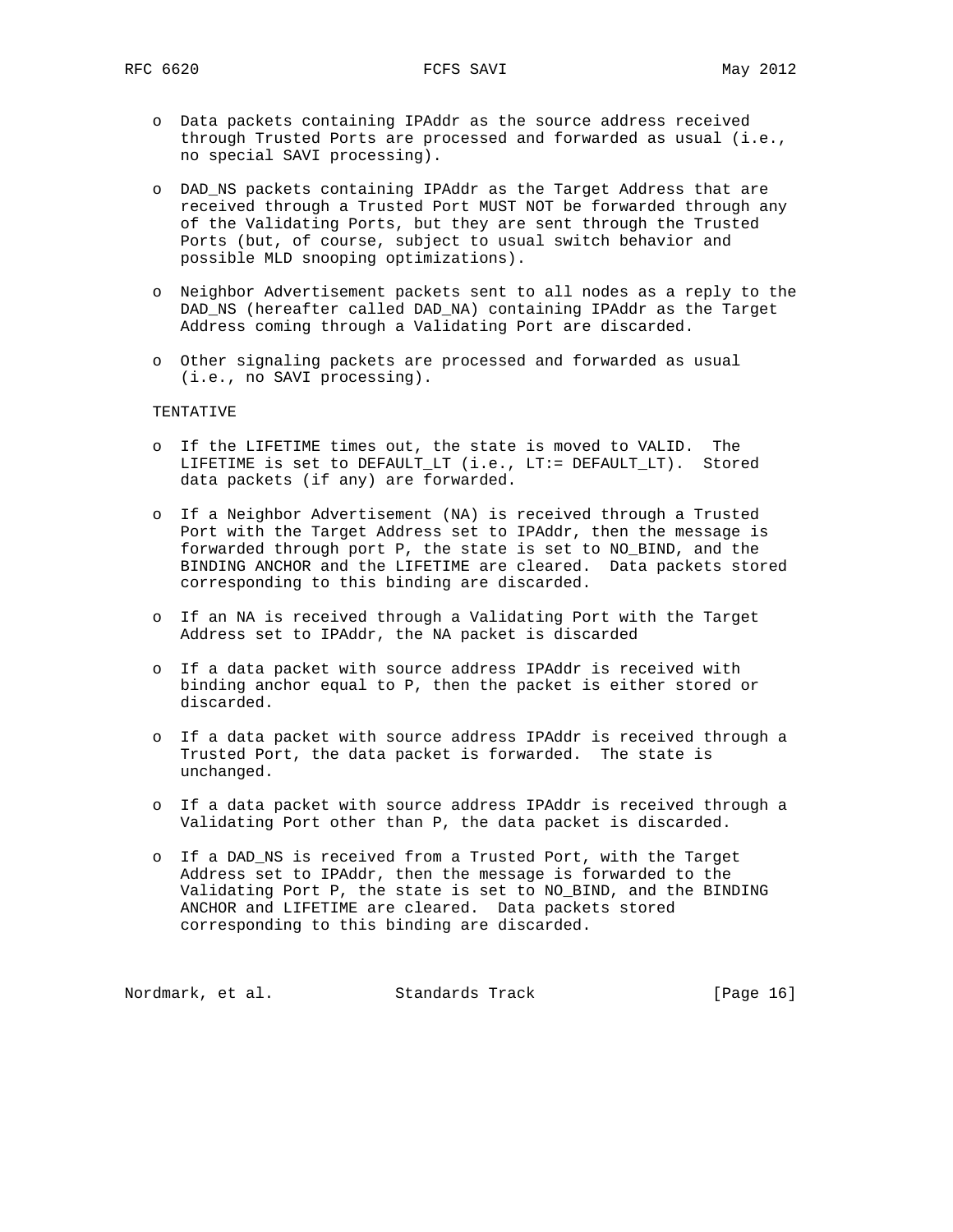- Data packets containing IPAddr as the source address received through Trusted Ports are processed and forwarded as usual (i.e., no special SAVI processing).

- DAD_NS packets containing IPAddr as the Target Address that are received through a Trusted Port MUST NOT be forwarded through any of the Validating Ports, but they are sent through the Trusted Ports (but, of course, subject to usual switch behavior and possible MLD snooping optimizations).

- Neighbor Advertisement packets sent to all nodes as a reply to the DAD_NS (hereafter called DAD_NA) containing IPAddr as the Target Address coming through a Validating Port are discarded.

- Other signaling packets are processed and forwarded as usual (i.e., no SAVI processing).

TENTATIVE

- If the LIFETIME times out, the state is moved to VALID. The LIFETIME is set to DEFAULT_LT (i.e., LT:= DEFAULT_LT). Stored data packets (if any) are forwarded.

- If a Neighbor Advertisement (NA) is received through a Trusted Port with the Target Address set to IPAddr, then the message is forwarded through port P, the state is set to NO_BIND, and the BINDING ANCHOR and the LIFETIME are cleared. Data packets stored corresponding to this binding are discarded.

- If an NA is received through a Validating Port with the Target Address set to IPAddr, the NA packet is discarded

- If a data packet with source address IPAddr is received with binding anchor equal to P, then the packet is either stored or discarded.

- If a data packet with source address IPAddr is received through a Trusted Port, the data packet is forwarded. The state is unchanged.

- If a data packet with source address IPAddr is received through a Validating Port other than P, the data packet is discarded.

- If a DAD_NS is received from a Trusted Port, with the Target Address set to IPAddr, then the message is forwarded to the Validating Port P, the state is set to NO_BIND, and the BINDING ANCHOR and LIFETIME are cleared. Data packets stored corresponding to this binding are discarded.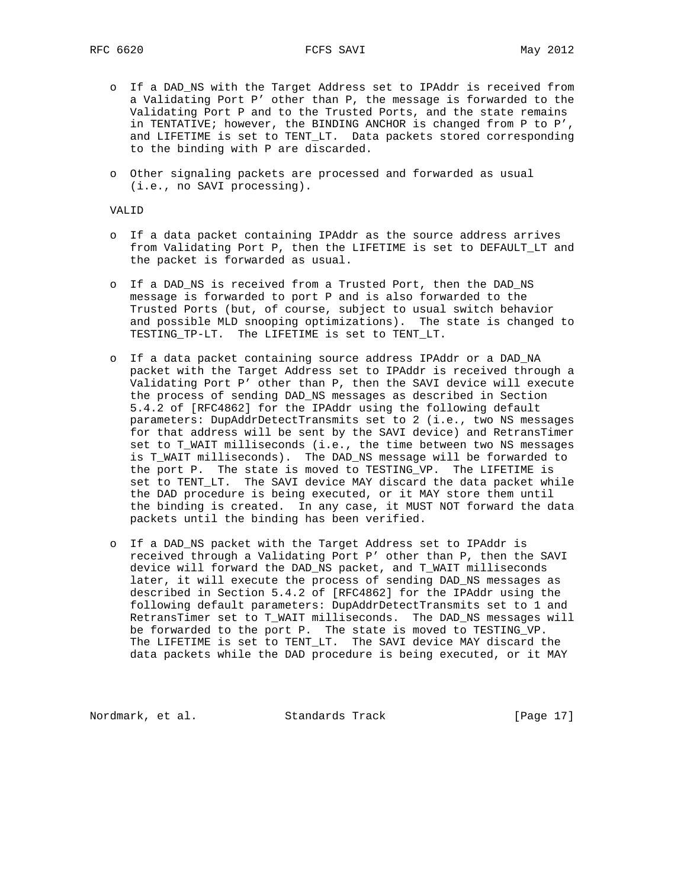- If a DAD_NS with the Target Address set to IPAddr is received from a Validating Port P' other than P, the message is forwarded to the Validating Port P and to the Trusted Ports, and the state remains in TENTATIVE; however, the BINDING ANCHOR is changed from P to P', and LIFETIME is set to TENT_LT. Data packets stored corresponding to the binding with P are discarded.

- Other signaling packets are processed and forwarded as usual (i.e., no SAVI processing).

VALID

- If a data packet containing IPAddr as the source address arrives from Validating Port P, then the LIFETIME is set to DEFAULT_LT and the packet is forwarded as usual.

- If a DAD_NS is received from a Trusted Port, then the DAD_NS message is forwarded to port P and is also forwarded to the Trusted Ports (but, of course, subject to usual switch behavior and possible MLD snooping optimizations). The state is changed to TESTING_TP-LT. The LIFETIME is set to TENT_LT.

- If a data packet containing source address IPAddr or a DAD_NA packet with the Target Address set to IPAddr is received through a Validating Port P' other than P, then the SAVI device will execute the process of sending DAD_NS messages as described in Section 5.4.2 of [RFC4862] for the IPAddr using the following default parameters: DupAddrDetectTransmits set to 2 (i.e., two NS messages for that address will be sent by the SAVI device) and RetransTimer set to T_WAIT milliseconds (i.e., the time between two NS messages is T_WAIT milliseconds). The DAD_NS message will be forwarded to the port P. The state is moved to TESTING_VP. The LIFETIME is set to TENT_LT. The SAVI device MAY discard the data packet while the DAD procedure is being executed, or it MAY store them until the binding is created. In any case, it MUST NOT forward the data packets until the binding has been verified.

- If a DAD_NS packet with the Target Address set to IPAddr is received through a Validating Port P' other than P, then the SAVI device will forward the DAD_NS packet, and T_WAIT milliseconds later, it will execute the process of sending DAD_NS messages as described in Section 5.4.2 of [RFC4862] for the IPAddr using the following default parameters: DupAddrDetectTransmits set to 1 and RetransTimer set to T_WAIT milliseconds. The DAD_NS messages will be forwarded to the port P. The state is moved to TESTING_VP. The LIFETIME is set to TENT_LT. The SAVI device MAY discard the data packets while the DAD procedure is being executed, or it MAY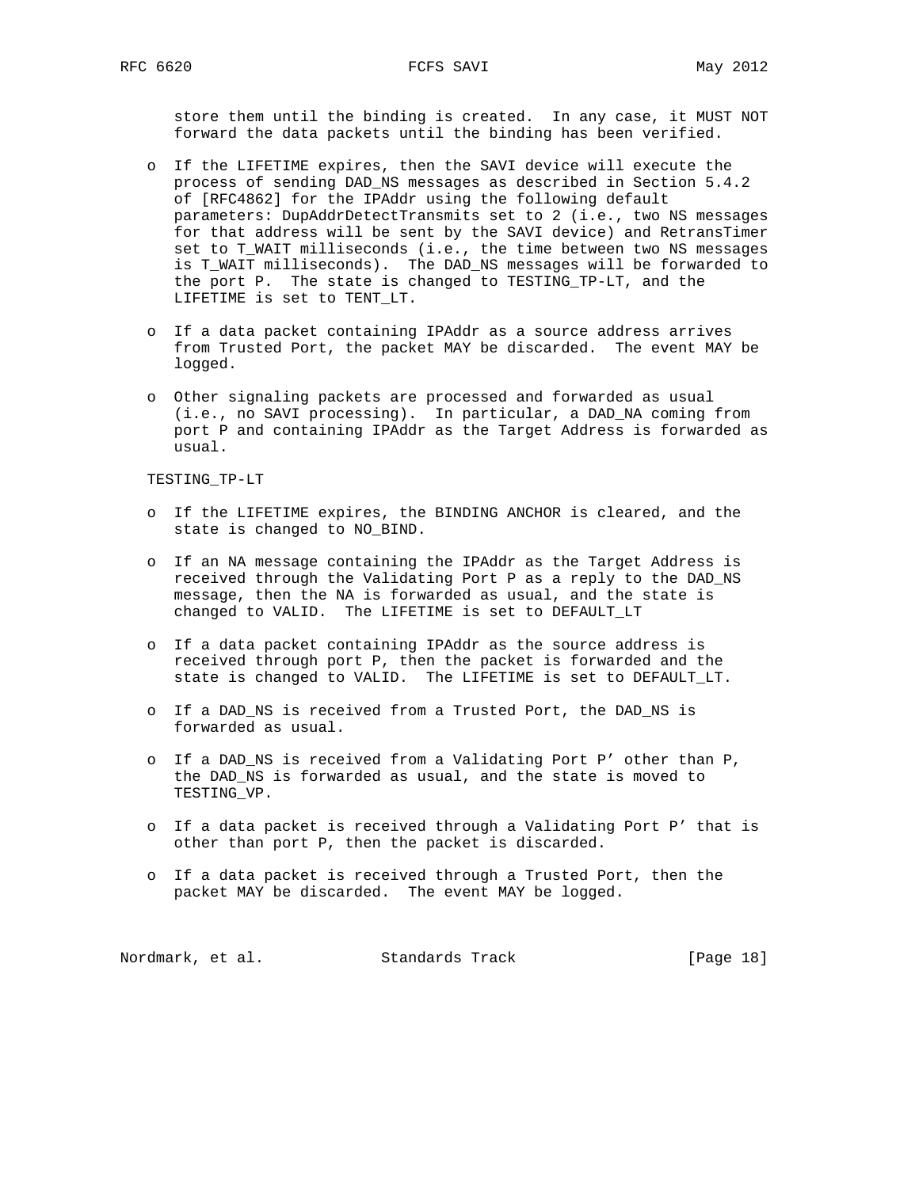store them until the binding is created. In any case, it MUST NOT forward the data packets until the binding has been verified.

- If the LIFETIME expires, then the SAVI device will execute the process of sending DAD_NS messages as described in Section 5.4.2 of [RFC4862] for the IPAddr using the following default parameters: DupAddrDetectTransmits set to 2 (i.e., two NS messages for that address will be sent by the SAVI device) and RetransTimer set to T_WAIT milliseconds (i.e., the time between two NS messages is T_WAIT milliseconds). The DAD_NS messages will be forwarded to the port P. The state is changed to TESTING_TP-LT, and the LIFETIME is set to TENT_LT.

- If a data packet containing IPAddr as a source address arrives from Trusted Port, the packet MAY be discarded. The event MAY be logged.

- Other signaling packets are processed and forwarded as usual (i.e., no SAVI processing). In particular, a DAD_NA coming from port P and containing IPAddr as the Target Address is forwarded as usual.

TESTING_TP-LT

- If the LIFETIME expires, the BINDING ANCHOR is cleared, and the state is changed to NO_BIND.

- If an NA message containing the IPAddr as the Target Address is received through the Validating Port P as a reply to the DAD_NS message, then the NA is forwarded as usual, and the state is changed to VALID. The LIFETIME is set to DEFAULT_LT

- If a data packet containing IPAddr as the source address is received through port P, then the packet is forwarded and the state is changed to VALID. The LIFETIME is set to DEFAULT_LT.

- If a DAD_NS is received from a Trusted Port, the DAD_NS is forwarded as usual.

- If a DAD_NS is received from a Validating Port P' other than P, the DAD_NS is forwarded as usual, and the state is moved to TESTING_VP.

- If a data packet is received through a Validating Port P' that is other than port P, then the packet is discarded.

- If a data packet is received through a Trusted Port, then the packet MAY be discarded. The event MAY be logged.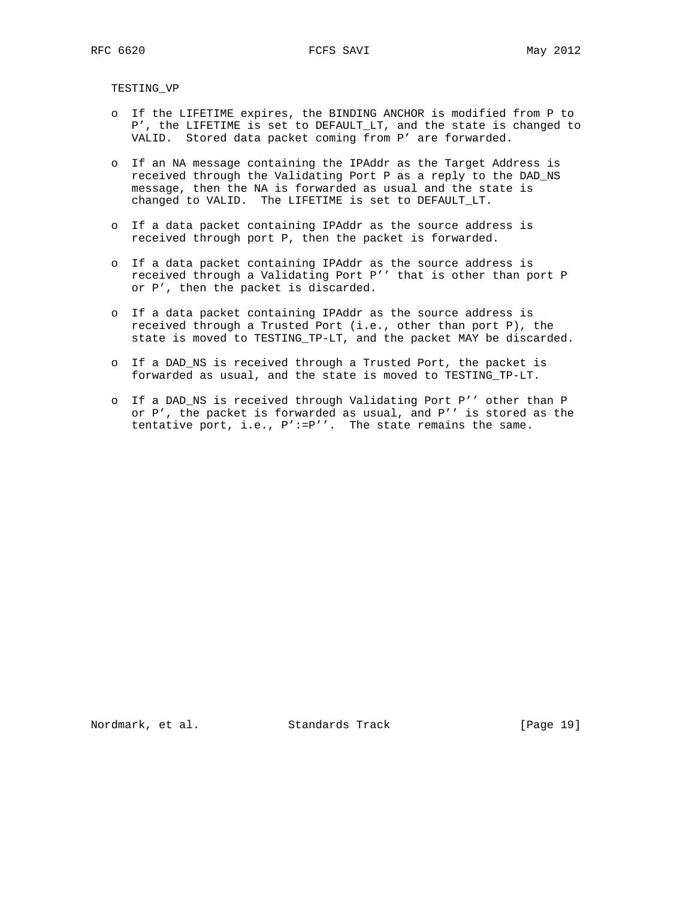TESTING_VP

- If the LIFETIME expires, the BINDING ANCHOR is modified from P to P’, the LIFETIME is set to DEFAULT_LT, and the state is changed to VALID. Stored data packet coming from P’ are forwarded.

- If an NA message containing the IPAddr as the Target Address is received through the Validating Port P as a reply to the DAD_NS message, then the NA is forwarded as usual and the state is changed to VALID. The LIFETIME is set to DEFAULT_LT.

- If a data packet containing IPAddr as the source address is received through port P, then the packet is forwarded.

- If a data packet containing IPAddr as the source address is received through a Validating Port P’’ that is other than port P or P’, then the packet is discarded.

- If a data packet containing IPAddr as the source address is received through a Trusted Port (i.e., other than port P), the state is moved to TESTING_TP-LT, and the packet MAY be discarded.

- If a DAD_NS is received through a Trusted Port, the packet is forwarded as usual, and the state is moved to TESTING_TP-LT.

- If a DAD_NS is received through Validating Port P’’ other than P or P’, the packet is forwarded as usual, and P’’ is stored as the tentative port, i.e., P’:=P’’. The state remains the same.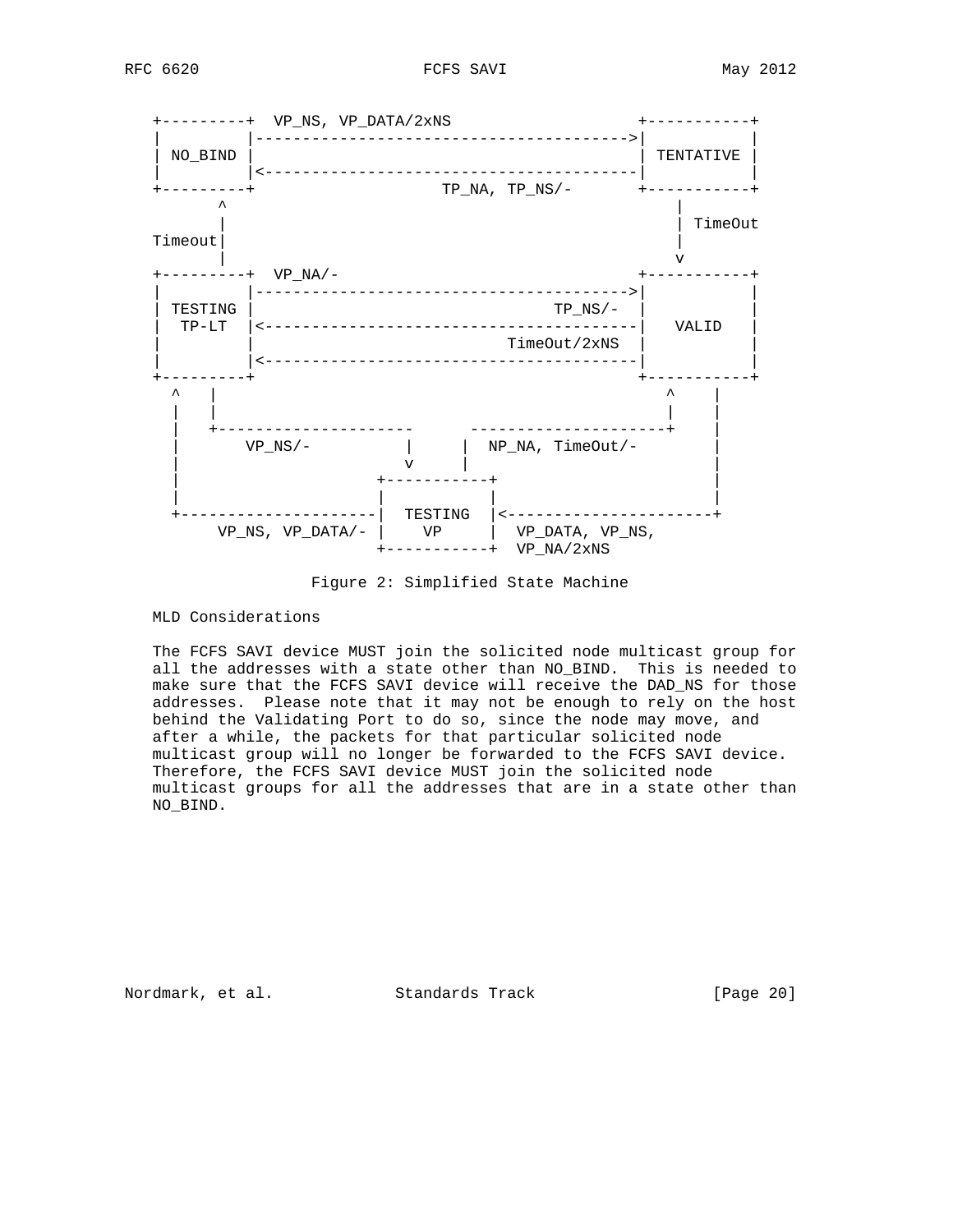```
   +---------+  VP_NS, VP_DATA/2xNS                    +-----------+
   |         |---------------------------------------->|           |
   | NO_BIND |                                         | TENTATIVE |
   |         |<----------------------------------------|           |
   +---------+                   TP_NA, TP_NS/-        +-----------+
        ^                                                    |
        |                                                    | TimeOut
   Timeout|                                                  |
        |                                                    v
   +---------+  VP_NA/-                                +-----------+
   |         |---------------------------------------->|           |
   | TESTING |                                TP_NS/-  |           |
   |  TP-LT  |<----------------------------------------|   VALID   |
   |         |                           TimeOut/2xNS  |           |
   |         |<----------------------------------------|           |
   +---------+                                         +-----------+
     ^   |                                                 ^    |
     |   |                                                 |    |
     |   +---------------------       ---------------------+    |
     |       VP_NS/-          |      |  NP_NA, TimeOut/-        |
     |                        v      |                          |
     |                    +-----------+                         |
     |                    |           |                         |
     +--------------------|  TESTING  |<------------------------+
          VP_NS, VP_DATA/- |    VP     |  VP_DATA, VP_NS,
                          +-----------+  VP_NA/2xNS
```

Figure 2: Simplified State Machine

MLD Considerations

The FCFS SAVI device MUST join the solicited node multicast group for all the addresses with a state other than NO_BIND. This is needed to make sure that the FCFS SAVI device will receive the DAD_NS for those addresses. Please note that it may not be enough to rely on the host behind the Validating Port to do so, since the node may move, and after a while, the packets for that particular solicited node multicast group will no longer be forwarded to the FCFS SAVI device. Therefore, the FCFS SAVI device MUST join the solicited node multicast groups for all the addresses that are in a state other than NO_BIND.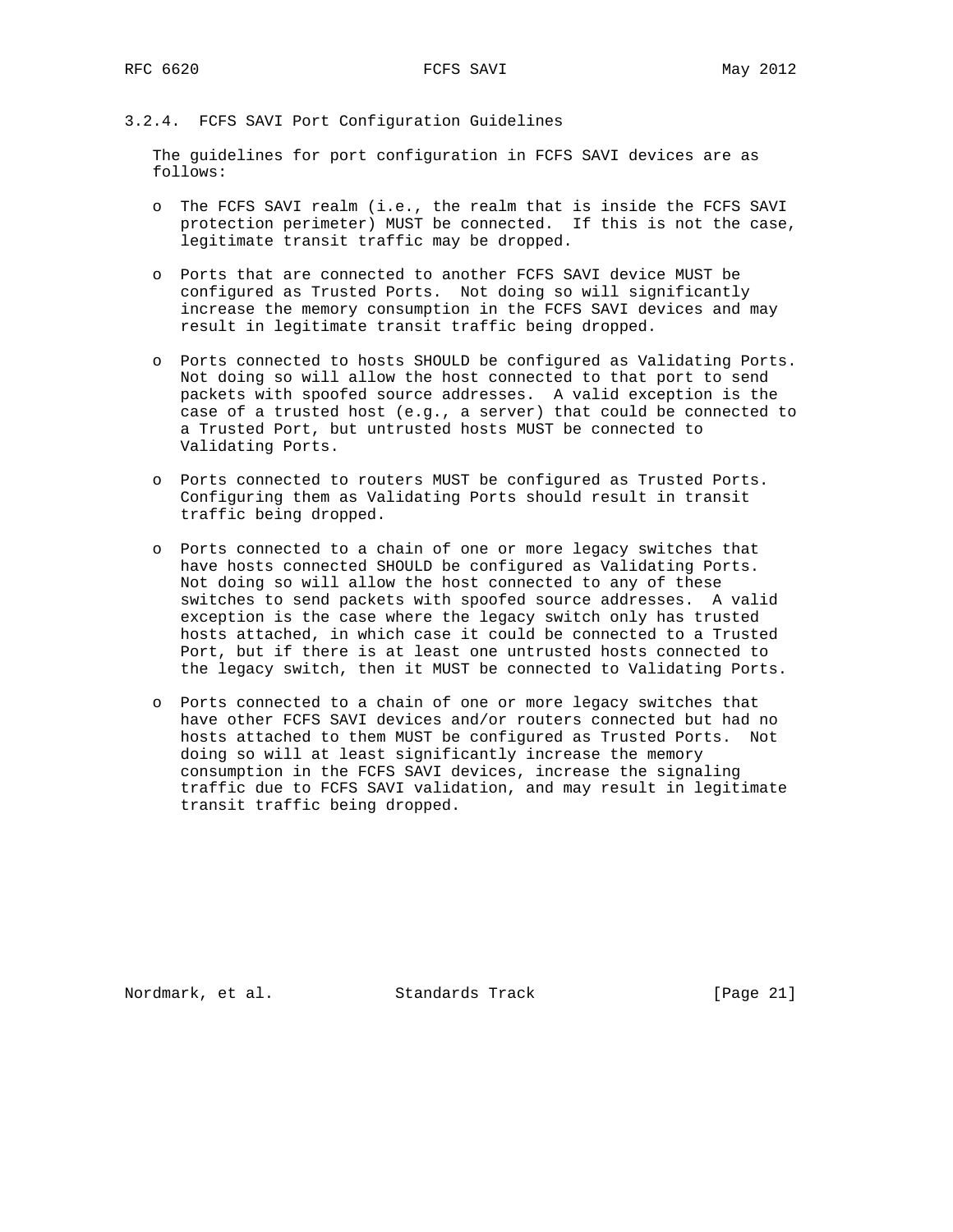### 3.2.4. FCFS SAVI Port Configuration Guidelines

The guidelines for port configuration in FCFS SAVI devices are as follows:

- The FCFS SAVI realm (i.e., the realm that is inside the FCFS SAVI protection perimeter) MUST be connected. If this is not the case, legitimate transit traffic may be dropped.

- Ports that are connected to another FCFS SAVI device MUST be configured as Trusted Ports. Not doing so will significantly increase the memory consumption in the FCFS SAVI devices and may result in legitimate transit traffic being dropped.

- Ports connected to hosts SHOULD be configured as Validating Ports. Not doing so will allow the host connected to that port to send packets with spoofed source addresses. A valid exception is the case of a trusted host (e.g., a server) that could be connected to a Trusted Port, but untrusted hosts MUST be connected to Validating Ports.

- Ports connected to routers MUST be configured as Trusted Ports. Configuring them as Validating Ports should result in transit traffic being dropped.

- Ports connected to a chain of one or more legacy switches that have hosts connected SHOULD be configured as Validating Ports. Not doing so will allow the host connected to any of these switches to send packets with spoofed source addresses. A valid exception is the case where the legacy switch only has trusted hosts attached, in which case it could be connected to a Trusted Port, but if there is at least one untrusted hosts connected to the legacy switch, then it MUST be connected to Validating Ports.

- Ports connected to a chain of one or more legacy switches that have other FCFS SAVI devices and/or routers connected but had no hosts attached to them MUST be configured as Trusted Ports. Not doing so will at least significantly increase the memory consumption in the FCFS SAVI devices, increase the signaling traffic due to FCFS SAVI validation, and may result in legitimate transit traffic being dropped.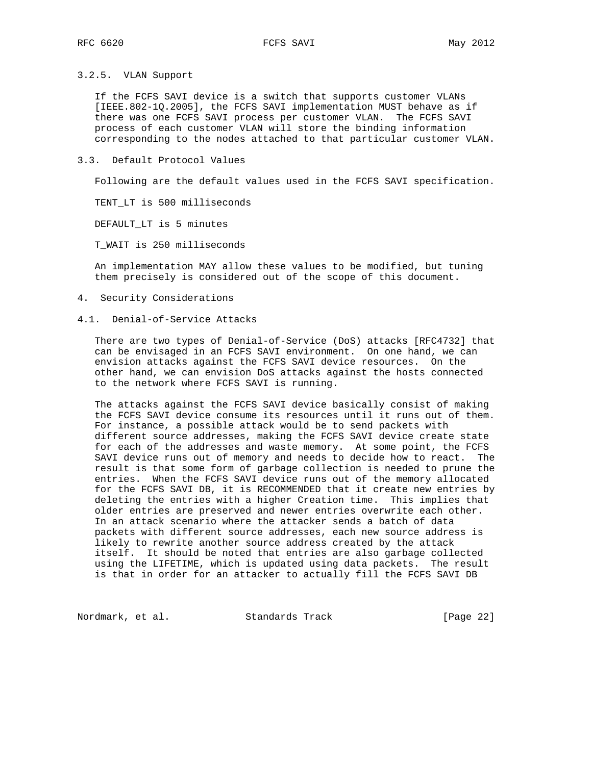### 3.2.5. VLAN Support

If the FCFS SAVI device is a switch that supports customer VLANs [IEEE.802-1Q.2005], the FCFS SAVI implementation MUST behave as if there was one FCFS SAVI process per customer VLAN. The FCFS SAVI process of each customer VLAN will store the binding information corresponding to the nodes attached to that particular customer VLAN.

## 3.3. Default Protocol Values

Following are the default values used in the FCFS SAVI specification.

TENT_LT is 500 milliseconds

DEFAULT_LT is 5 minutes

T_WAIT is 250 milliseconds

An implementation MAY allow these values to be modified, but tuning them precisely is considered out of the scope of this document.

# 4. Security Considerations

## 4.1. Denial-of-Service Attacks

There are two types of Denial-of-Service (DoS) attacks [RFC4732] that can be envisaged in an FCFS SAVI environment. On one hand, we can envision attacks against the FCFS SAVI device resources. On the other hand, we can envision DoS attacks against the hosts connected to the network where FCFS SAVI is running.

The attacks against the FCFS SAVI device basically consist of making the FCFS SAVI device consume its resources until it runs out of them. For instance, a possible attack would be to send packets with different source addresses, making the FCFS SAVI device create state for each of the addresses and waste memory. At some point, the FCFS SAVI device runs out of memory and needs to decide how to react. The result is that some form of garbage collection is needed to prune the entries. When the FCFS SAVI device runs out of the memory allocated for the FCFS SAVI DB, it is RECOMMENDED that it create new entries by deleting the entries with a higher Creation time. This implies that older entries are preserved and newer entries overwrite each other. In an attack scenario where the attacker sends a batch of data packets with different source addresses, each new source address is likely to rewrite another source address created by the attack itself. It should be noted that entries are also garbage collected using the LIFETIME, which is updated using data packets. The result is that in order for an attacker to actually fill the FCFS SAVI DB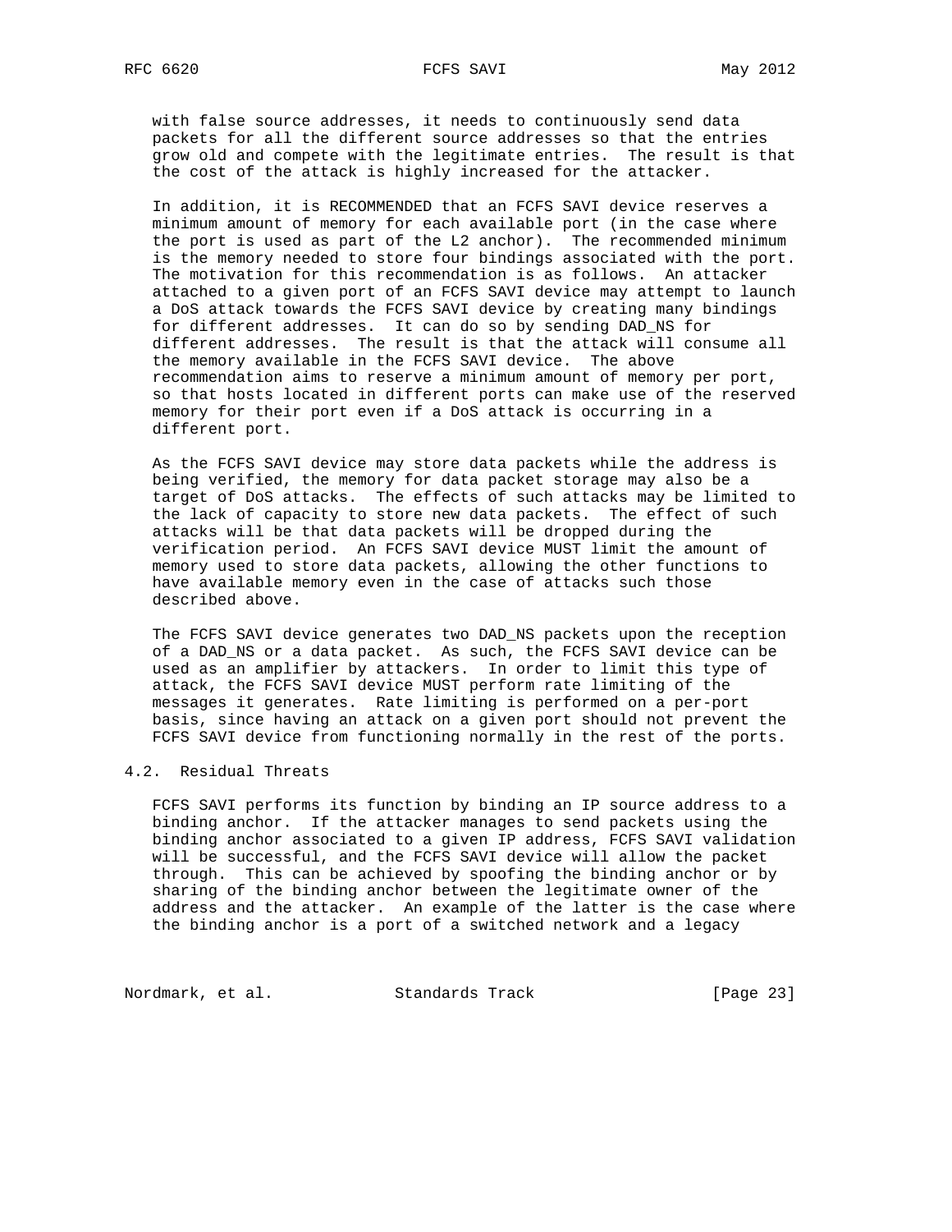with false source addresses, it needs to continuously send data packets for all the different source addresses so that the entries grow old and compete with the legitimate entries. The result is that the cost of the attack is highly increased for the attacker.

In addition, it is RECOMMENDED that an FCFS SAVI device reserves a minimum amount of memory for each available port (in the case where the port is used as part of the L2 anchor). The recommended minimum is the memory needed to store four bindings associated with the port. The motivation for this recommendation is as follows. An attacker attached to a given port of an FCFS SAVI device may attempt to launch a DoS attack towards the FCFS SAVI device by creating many bindings for different addresses. It can do so by sending DAD_NS for different addresses. The result is that the attack will consume all the memory available in the FCFS SAVI device. The above recommendation aims to reserve a minimum amount of memory per port, so that hosts located in different ports can make use of the reserved memory for their port even if a DoS attack is occurring in a different port.

As the FCFS SAVI device may store data packets while the address is being verified, the memory for data packet storage may also be a target of DoS attacks. The effects of such attacks may be limited to the lack of capacity to store new data packets. The effect of such attacks will be that data packets will be dropped during the verification period. An FCFS SAVI device MUST limit the amount of memory used to store data packets, allowing the other functions to have available memory even in the case of attacks such those described above.

The FCFS SAVI device generates two DAD_NS packets upon the reception of a DAD_NS or a data packet. As such, the FCFS SAVI device can be used as an amplifier by attackers. In order to limit this type of attack, the FCFS SAVI device MUST perform rate limiting of the messages it generates. Rate limiting is performed on a per-port basis, since having an attack on a given port should not prevent the FCFS SAVI device from functioning normally in the rest of the ports.

## 4.2. Residual Threats

FCFS SAVI performs its function by binding an IP source address to a binding anchor. If the attacker manages to send packets using the binding anchor associated to a given IP address, FCFS SAVI validation will be successful, and the FCFS SAVI device will allow the packet through. This can be achieved by spoofing the binding anchor or by sharing of the binding anchor between the legitimate owner of the address and the attacker. An example of the latter is the case where the binding anchor is a port of a switched network and a legacy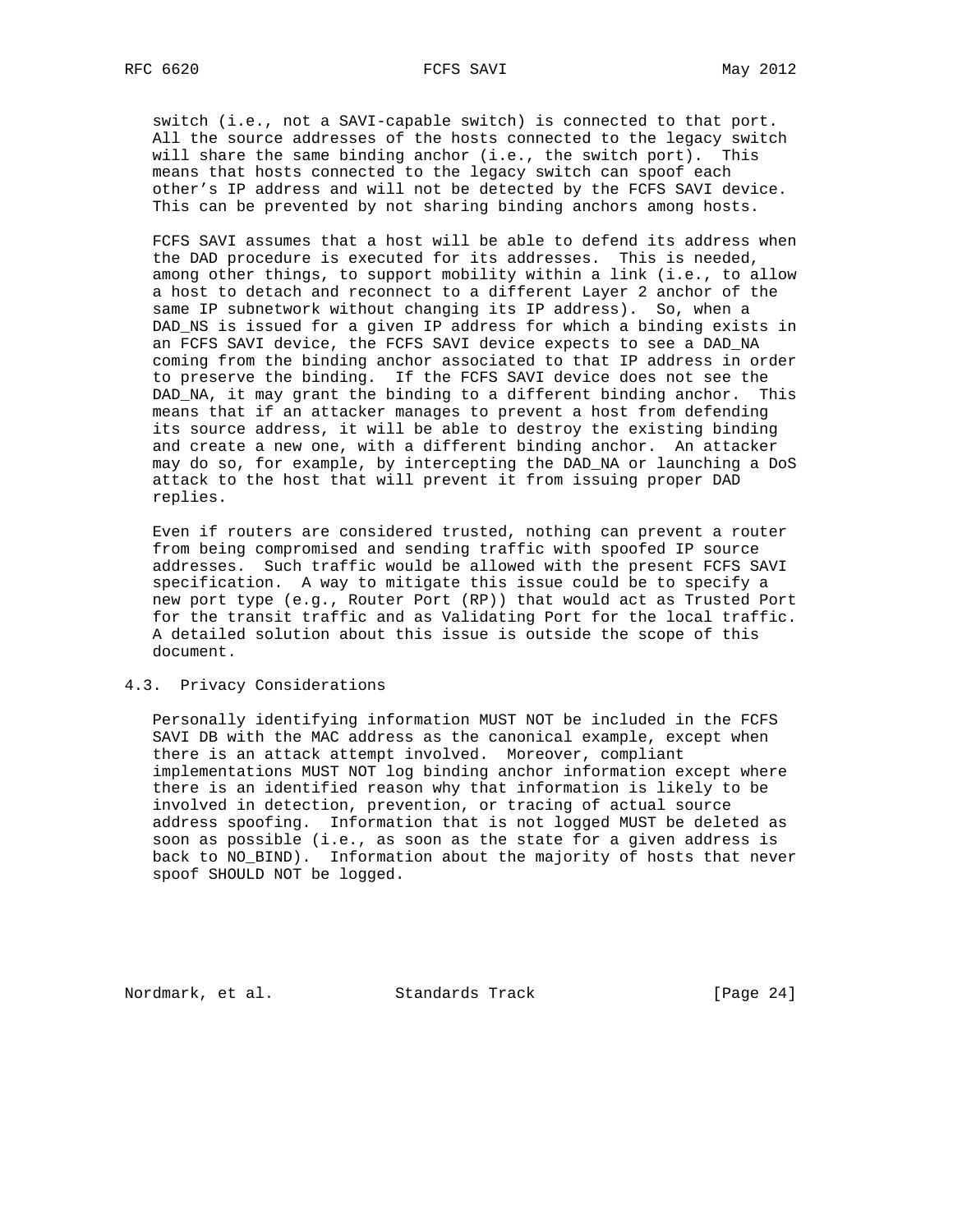switch (i.e., not a SAVI-capable switch) is connected to that port. All the source addresses of the hosts connected to the legacy switch will share the same binding anchor (i.e., the switch port). This means that hosts connected to the legacy switch can spoof each other's IP address and will not be detected by the FCFS SAVI device. This can be prevented by not sharing binding anchors among hosts.

FCFS SAVI assumes that a host will be able to defend its address when the DAD procedure is executed for its addresses. This is needed, among other things, to support mobility within a link (i.e., to allow a host to detach and reconnect to a different Layer 2 anchor of the same IP subnetwork without changing its IP address). So, when a DAD_NS is issued for a given IP address for which a binding exists in an FCFS SAVI device, the FCFS SAVI device expects to see a DAD_NA coming from the binding anchor associated to that IP address in order to preserve the binding. If the FCFS SAVI device does not see the DAD_NA, it may grant the binding to a different binding anchor. This means that if an attacker manages to prevent a host from defending its source address, it will be able to destroy the existing binding and create a new one, with a different binding anchor. An attacker may do so, for example, by intercepting the DAD_NA or launching a DoS attack to the host that will prevent it from issuing proper DAD replies.

Even if routers are considered trusted, nothing can prevent a router from being compromised and sending traffic with spoofed IP source addresses. Such traffic would be allowed with the present FCFS SAVI specification. A way to mitigate this issue could be to specify a new port type (e.g., Router Port (RP)) that would act as Trusted Port for the transit traffic and as Validating Port for the local traffic. A detailed solution about this issue is outside the scope of this document.

### 4.3. Privacy Considerations

Personally identifying information MUST NOT be included in the FCFS SAVI DB with the MAC address as the canonical example, except when there is an attack attempt involved. Moreover, compliant implementations MUST NOT log binding anchor information except where there is an identified reason why that information is likely to be involved in detection, prevention, or tracing of actual source address spoofing. Information that is not logged MUST be deleted as soon as possible (i.e., as soon as the state for a given address is back to NO_BIND). Information about the majority of hosts that never spoof SHOULD NOT be logged.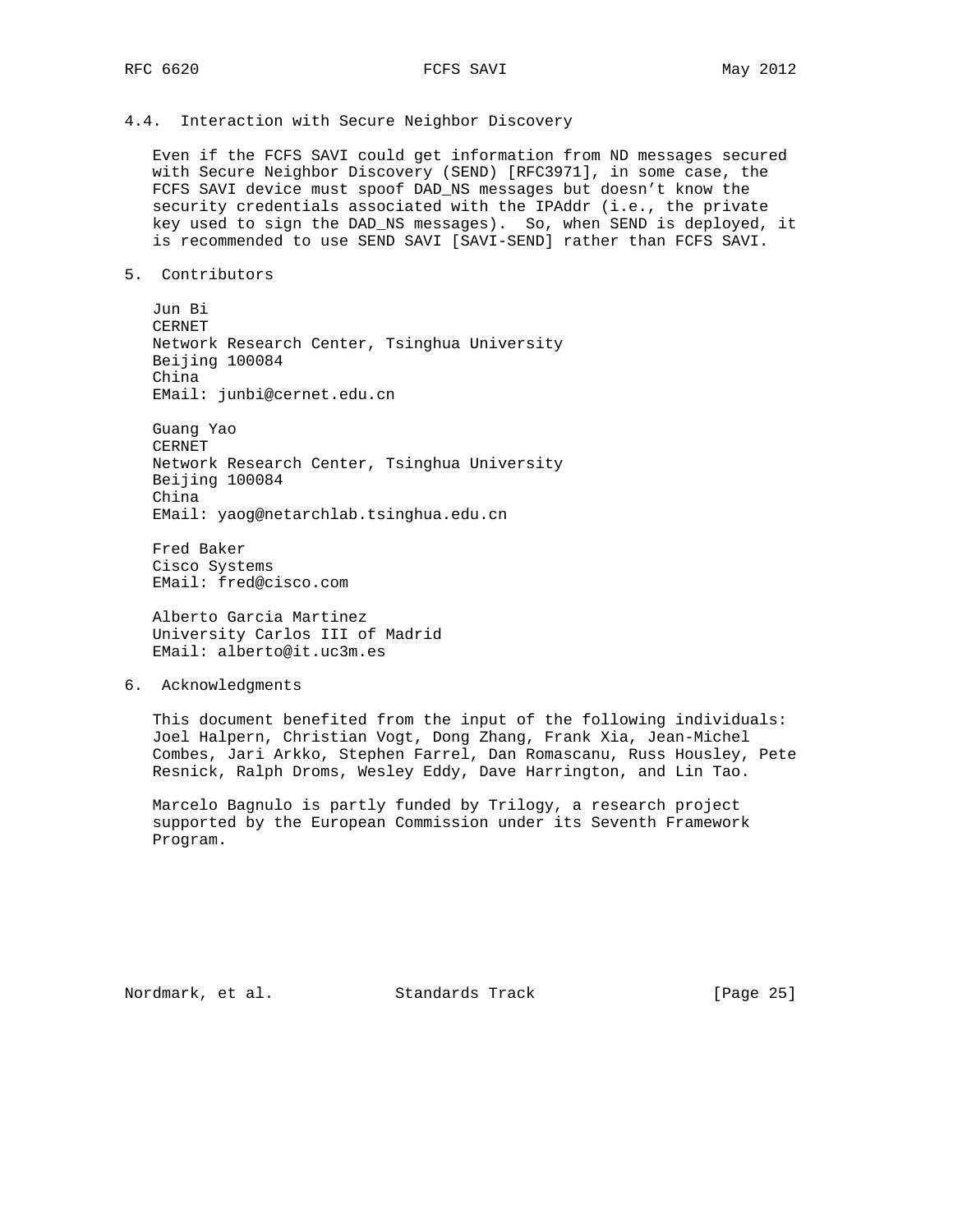### 4.4. Interaction with Secure Neighbor Discovery

Even if the FCFS SAVI could get information from ND messages secured with Secure Neighbor Discovery (SEND) [RFC3971], in some case, the FCFS SAVI device must spoof DAD_NS messages but doesn't know the security credentials associated with the IPAddr (i.e., the private key used to sign the DAD_NS messages). So, when SEND is deployed, it is recommended to use SEND SAVI [SAVI-SEND] rather than FCFS SAVI.

## 5. Contributors

Jun Bi
CERNET
Network Research Center, Tsinghua University
Beijing 100084
China
EMail: junbi@cernet.edu.cn

Guang Yao
CERNET
Network Research Center, Tsinghua University
Beijing 100084
China
EMail: yaog@netarchlab.tsinghua.edu.cn

Fred Baker
Cisco Systems
EMail: fred@cisco.com

Alberto Garcia Martinez
University Carlos III of Madrid
EMail: alberto@it.uc3m.es

## 6. Acknowledgments

This document benefited from the input of the following individuals: Joel Halpern, Christian Vogt, Dong Zhang, Frank Xia, Jean-Michel Combes, Jari Arkko, Stephen Farrel, Dan Romascanu, Russ Housley, Pete Resnick, Ralph Droms, Wesley Eddy, Dave Harrington, and Lin Tao.

Marcelo Bagnulo is partly funded by Trilogy, a research project supported by the European Commission under its Seventh Framework Program.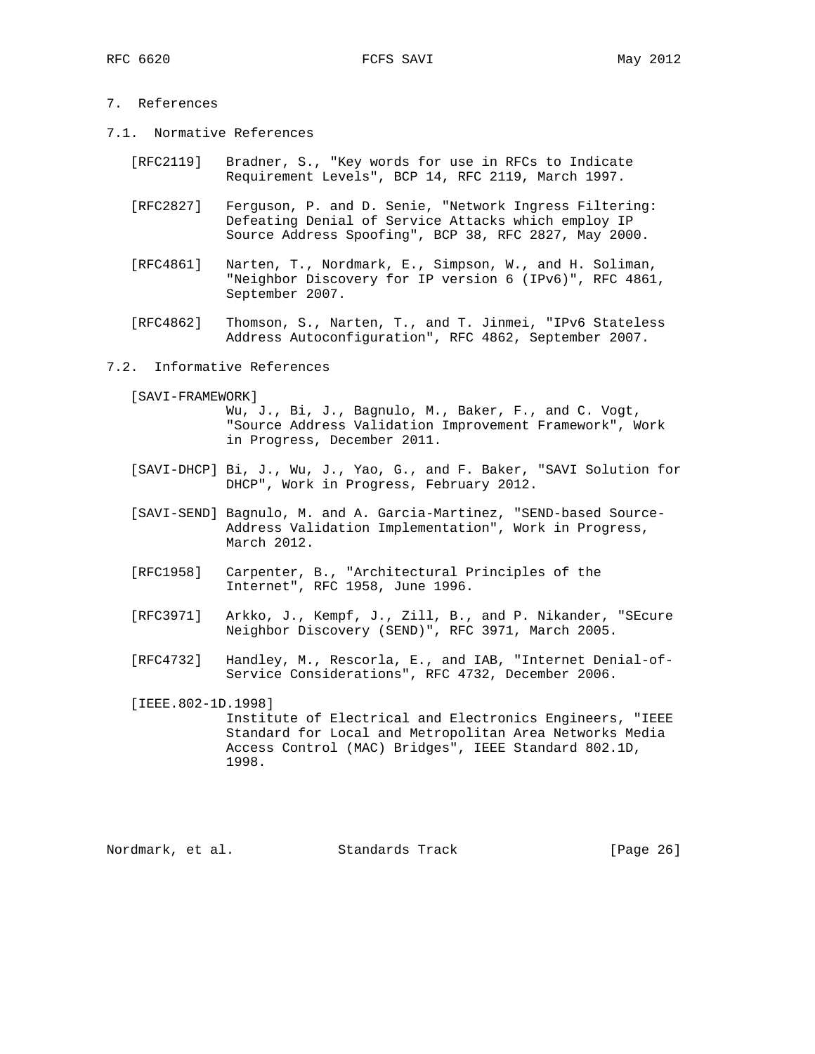## 7. References

### 7.1. Normative References

[RFC2119] Bradner, S., "Key words for use in RFCs to Indicate Requirement Levels", BCP 14, RFC 2119, March 1997.

[RFC2827] Ferguson, P. and D. Senie, "Network Ingress Filtering: Defeating Denial of Service Attacks which employ IP Source Address Spoofing", BCP 38, RFC 2827, May 2000.

[RFC4861] Narten, T., Nordmark, E., Simpson, W., and H. Soliman, "Neighbor Discovery for IP version 6 (IPv6)", RFC 4861, September 2007.

[RFC4862] Thomson, S., Narten, T., and T. Jinmei, "IPv6 Stateless Address Autoconfiguration", RFC 4862, September 2007.

### 7.2. Informative References

[SAVI-FRAMEWORK] Wu, J., Bi, J., Bagnulo, M., Baker, F., and C. Vogt, "Source Address Validation Improvement Framework", Work in Progress, December 2011.

[SAVI-DHCP] Bi, J., Wu, J., Yao, G., and F. Baker, "SAVI Solution for DHCP", Work in Progress, February 2012.

[SAVI-SEND] Bagnulo, M. and A. Garcia-Martinez, "SEND-based Source-Address Validation Implementation", Work in Progress, March 2012.

[RFC1958] Carpenter, B., "Architectural Principles of the Internet", RFC 1958, June 1996.

[RFC3971] Arkko, J., Kempf, J., Zill, B., and P. Nikander, "SEcure Neighbor Discovery (SEND)", RFC 3971, March 2005.

[RFC4732] Handley, M., Rescorla, E., and IAB, "Internet Denial-of-Service Considerations", RFC 4732, December 2006.

[IEEE.802-1D.1998] Institute of Electrical and Electronics Engineers, "IEEE Standard for Local and Metropolitan Area Networks Media Access Control (MAC) Bridges", IEEE Standard 802.1D, 1998.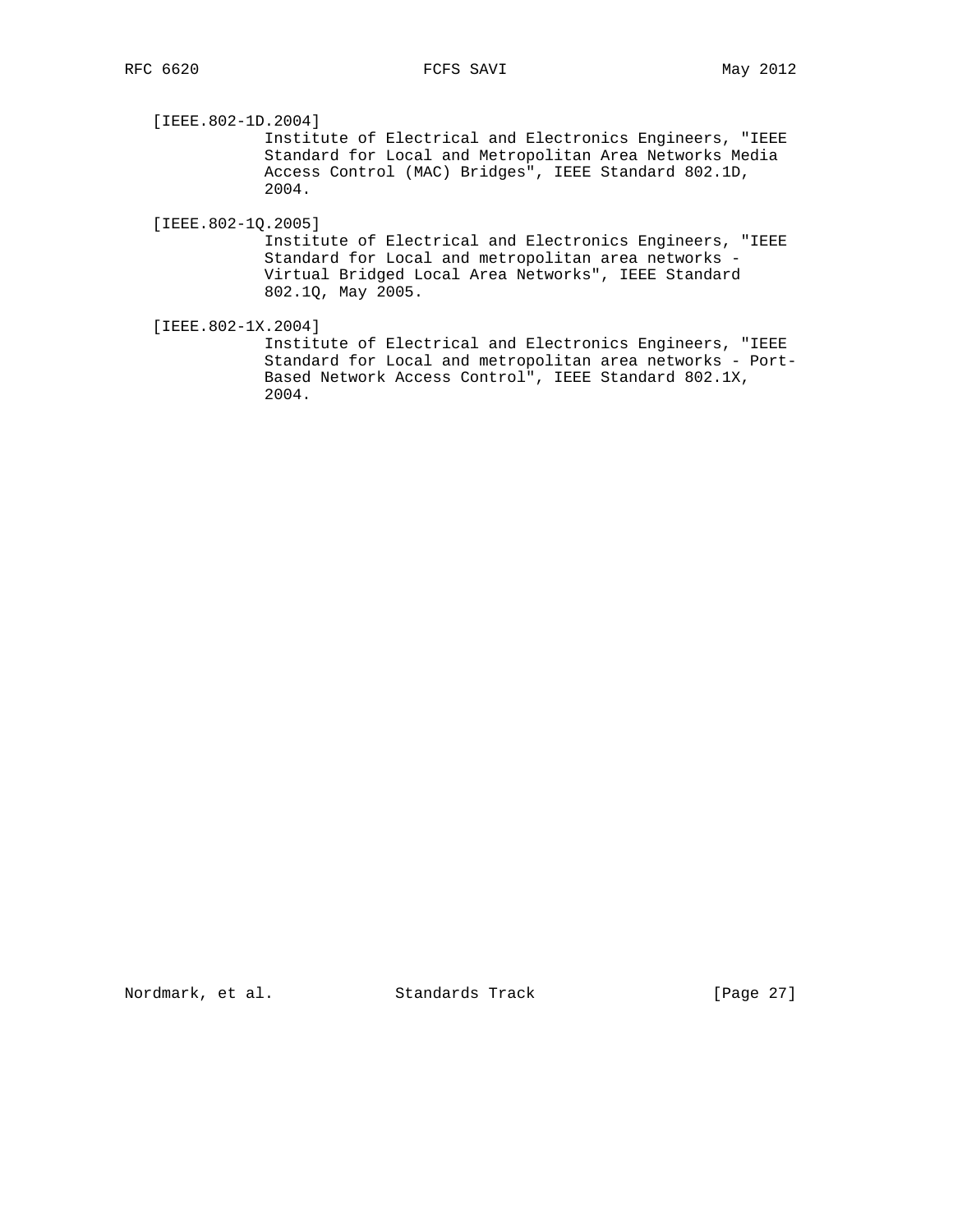[IEEE.802-1D.2004]
Institute of Electrical and Electronics Engineers, "IEEE Standard for Local and Metropolitan Area Networks Media Access Control (MAC) Bridges", IEEE Standard 802.1D, 2004.

[IEEE.802-1Q.2005]
Institute of Electrical and Electronics Engineers, "IEEE Standard for Local and metropolitan area networks - Virtual Bridged Local Area Networks", IEEE Standard 802.1Q, May 2005.

[IEEE.802-1X.2004]
Institute of Electrical and Electronics Engineers, "IEEE Standard for Local and metropolitan area networks - Port-Based Network Access Control", IEEE Standard 802.1X, 2004.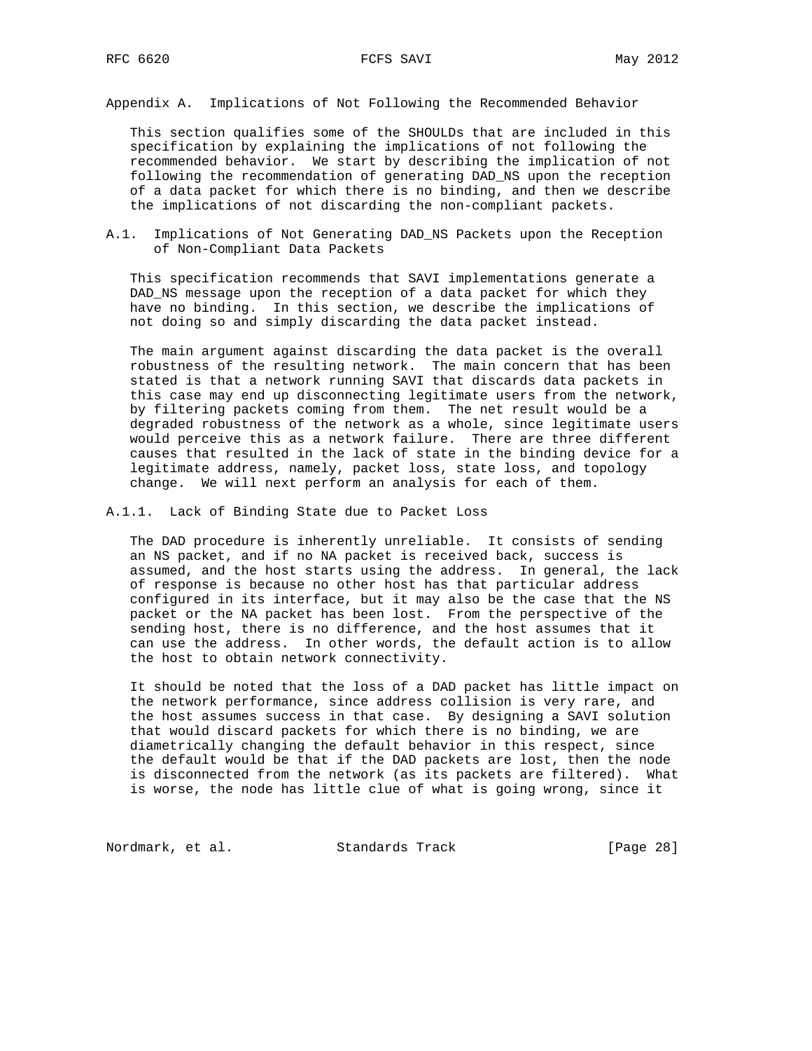# Appendix A. Implications of Not Following the Recommended Behavior

This section qualifies some of the SHOULDs that are included in this specification by explaining the implications of not following the recommended behavior. We start by describing the implication of not following the recommendation of generating DAD_NS upon the reception of a data packet for which there is no binding, and then we describe the implications of not discarding the non-compliant packets.

## A.1. Implications of Not Generating DAD_NS Packets upon the Reception of Non-Compliant Data Packets

This specification recommends that SAVI implementations generate a DAD_NS message upon the reception of a data packet for which they have no binding. In this section, we describe the implications of not doing so and simply discarding the data packet instead.

The main argument against discarding the data packet is the overall robustness of the resulting network. The main concern that has been stated is that a network running SAVI that discards data packets in this case may end up disconnecting legitimate users from the network, by filtering packets coming from them. The net result would be a degraded robustness of the network as a whole, since legitimate users would perceive this as a network failure. There are three different causes that resulted in the lack of state in the binding device for a legitimate address, namely, packet loss, state loss, and topology change. We will next perform an analysis for each of them.

### A.1.1. Lack of Binding State due to Packet Loss

The DAD procedure is inherently unreliable. It consists of sending an NS packet, and if no NA packet is received back, success is assumed, and the host starts using the address. In general, the lack of response is because no other host has that particular address configured in its interface, but it may also be the case that the NS packet or the NA packet has been lost. From the perspective of the sending host, there is no difference, and the host assumes that it can use the address. In other words, the default action is to allow the host to obtain network connectivity.

It should be noted that the loss of a DAD packet has little impact on the network performance, since address collision is very rare, and the host assumes success in that case. By designing a SAVI solution that would discard packets for which there is no binding, we are diametrically changing the default behavior in this respect, since the default would be that if the DAD packets are lost, then the node is disconnected from the network (as its packets are filtered). What is worse, the node has little clue of what is going wrong, since it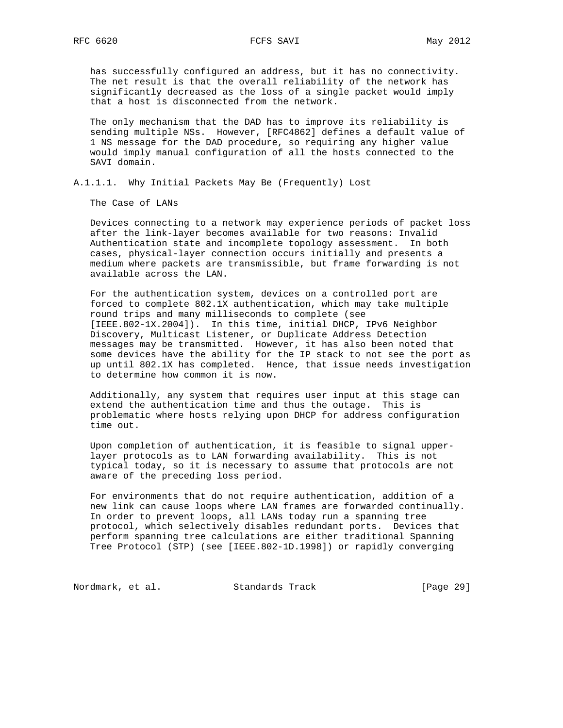has successfully configured an address, but it has no connectivity. The net result is that the overall reliability of the network has significantly decreased as the loss of a single packet would imply that a host is disconnected from the network.

The only mechanism that the DAD has to improve its reliability is sending multiple NSs. However, [RFC4862] defines a default value of 1 NS message for the DAD procedure, so requiring any higher value would imply manual configuration of all the hosts connected to the SAVI domain.

#### A.1.1.1. Why Initial Packets May Be (Frequently) Lost

The Case of LANs

Devices connecting to a network may experience periods of packet loss after the link-layer becomes available for two reasons: Invalid Authentication state and incomplete topology assessment. In both cases, physical-layer connection occurs initially and presents a medium where packets are transmissible, but frame forwarding is not available across the LAN.

For the authentication system, devices on a controlled port are forced to complete 802.1X authentication, which may take multiple round trips and many milliseconds to complete (see [IEEE.802-1X.2004]). In this time, initial DHCP, IPv6 Neighbor Discovery, Multicast Listener, or Duplicate Address Detection messages may be transmitted. However, it has also been noted that some devices have the ability for the IP stack to not see the port as up until 802.1X has completed. Hence, that issue needs investigation to determine how common it is now.

Additionally, any system that requires user input at this stage can extend the authentication time and thus the outage. This is problematic where hosts relying upon DHCP for address configuration time out.

Upon completion of authentication, it is feasible to signal upper-layer protocols as to LAN forwarding availability. This is not typical today, so it is necessary to assume that protocols are not aware of the preceding loss period.

For environments that do not require authentication, addition of a new link can cause loops where LAN frames are forwarded continually. In order to prevent loops, all LANs today run a spanning tree protocol, which selectively disables redundant ports. Devices that perform spanning tree calculations are either traditional Spanning Tree Protocol (STP) (see [IEEE.802-1D.1998]) or rapidly converging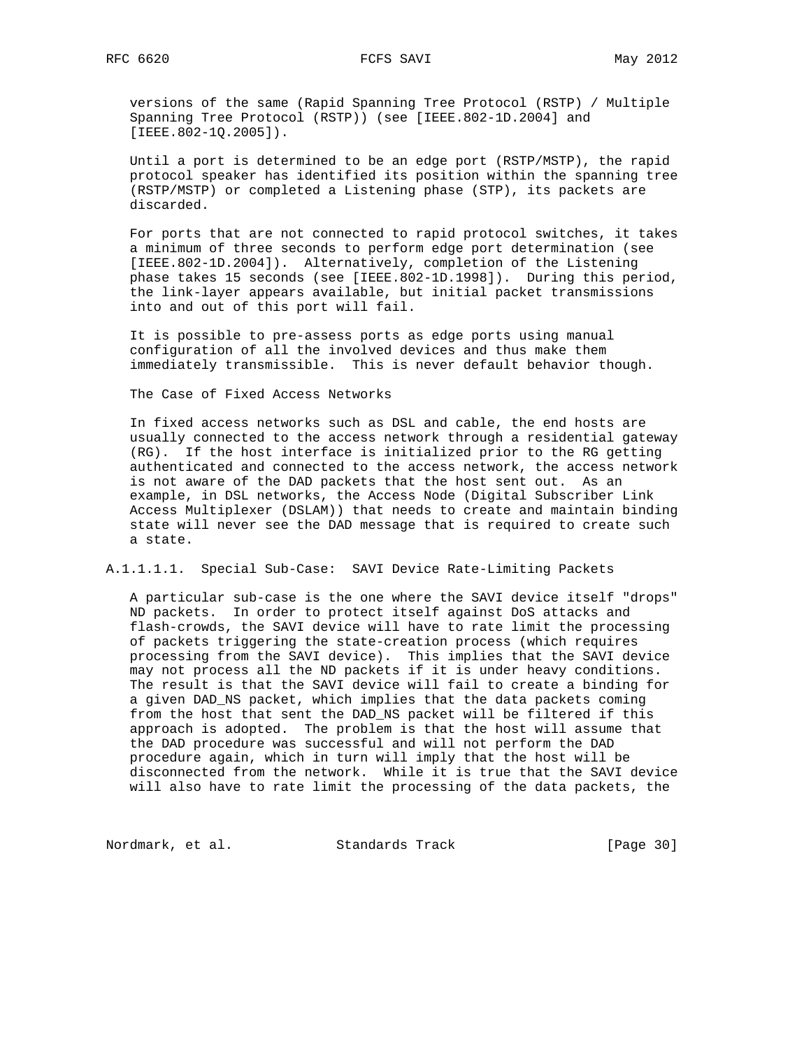versions of the same (Rapid Spanning Tree Protocol (RSTP) / Multiple Spanning Tree Protocol (RSTP)) (see [IEEE.802-1D.2004] and [IEEE.802-1Q.2005]).

Until a port is determined to be an edge port (RSTP/MSTP), the rapid protocol speaker has identified its position within the spanning tree (RSTP/MSTP) or completed a Listening phase (STP), its packets are discarded.

For ports that are not connected to rapid protocol switches, it takes a minimum of three seconds to perform edge port determination (see [IEEE.802-1D.2004]). Alternatively, completion of the Listening phase takes 15 seconds (see [IEEE.802-1D.1998]). During this period, the link-layer appears available, but initial packet transmissions into and out of this port will fail.

It is possible to pre-assess ports as edge ports using manual configuration of all the involved devices and thus make them immediately transmissible. This is never default behavior though.

The Case of Fixed Access Networks

In fixed access networks such as DSL and cable, the end hosts are usually connected to the access network through a residential gateway (RG). If the host interface is initialized prior to the RG getting authenticated and connected to the access network, the access network is not aware of the DAD packets that the host sent out. As an example, in DSL networks, the Access Node (Digital Subscriber Link Access Multiplexer (DSLAM)) that needs to create and maintain binding state will never see the DAD message that is required to create such a state.

###### A.1.1.1.1. Special Sub-Case: SAVI Device Rate-Limiting Packets

A particular sub-case is the one where the SAVI device itself "drops" ND packets. In order to protect itself against DoS attacks and flash-crowds, the SAVI device will have to rate limit the processing of packets triggering the state-creation process (which requires processing from the SAVI device). This implies that the SAVI device may not process all the ND packets if it is under heavy conditions. The result is that the SAVI device will fail to create a binding for a given DAD_NS packet, which implies that the data packets coming from the host that sent the DAD_NS packet will be filtered if this approach is adopted. The problem is that the host will assume that the DAD procedure was successful and will not perform the DAD procedure again, which in turn will imply that the host will be disconnected from the network. While it is true that the SAVI device will also have to rate limit the processing of the data packets, the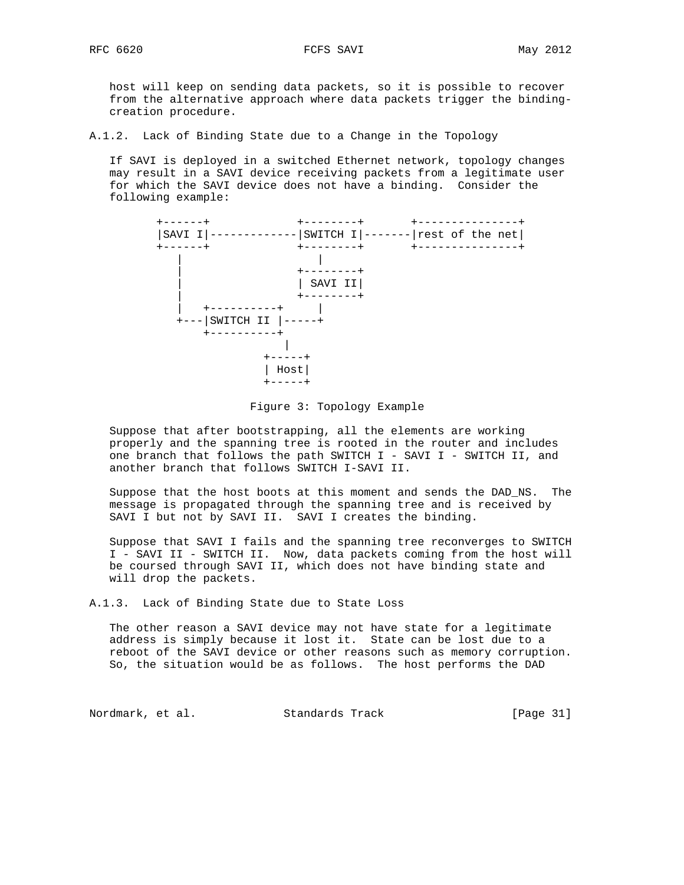host will keep on sending data packets, so it is possible to recover from the alternative approach where data packets trigger the binding-creation procedure.

### A.1.2. Lack of Binding State due to a Change in the Topology

If SAVI is deployed in a switched Ethernet network, topology changes may result in a SAVI device receiving packets from a legitimate user for which the SAVI device does not have a binding. Consider the following example:

```
        +------+             +--------+       +---------------+
        |SAVI I|-------------|SWITCH I|-------|rest of the net|
        +------+             +--------+       +---------------+
           |                    |
           |                 +--------+
           |                 | SAVI II|
           |                 +--------+
           |   +----------+     |
           +---|SWITCH II |-----+
               +----------+
                        |
                     +-----+
                     | Host|
                     +-----+
```

Figure 3: Topology Example

Suppose that after bootstrapping, all the elements are working properly and the spanning tree is rooted in the router and includes one branch that follows the path SWITCH I - SAVI I - SWITCH II, and another branch that follows SWITCH I-SAVI II.

Suppose that the host boots at this moment and sends the DAD_NS. The message is propagated through the spanning tree and is received by SAVI I but not by SAVI II. SAVI I creates the binding.

Suppose that SAVI I fails and the spanning tree reconverges to SWITCH I - SAVI II - SWITCH II. Now, data packets coming from the host will be coursed through SAVI II, which does not have binding state and will drop the packets.

### A.1.3. Lack of Binding State due to State Loss

The other reason a SAVI device may not have state for a legitimate address is simply because it lost it. State can be lost due to a reboot of the SAVI device or other reasons such as memory corruption. So, the situation would be as follows. The host performs the DAD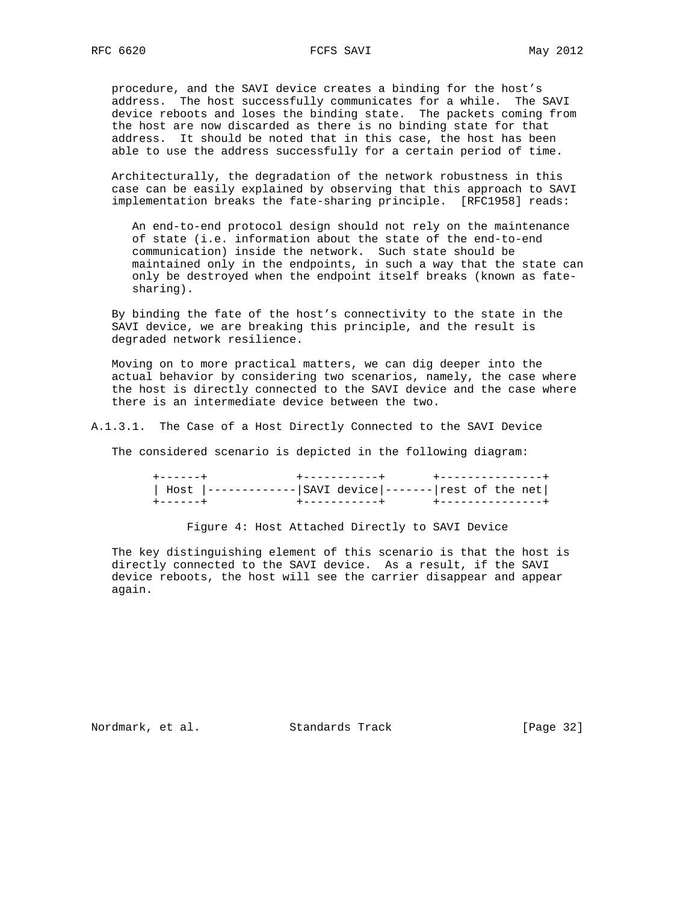procedure, and the SAVI device creates a binding for the host's address. The host successfully communicates for a while. The SAVI device reboots and loses the binding state. The packets coming from the host are now discarded as there is no binding state for that address. It should be noted that in this case, the host has been able to use the address successfully for a certain period of time.

Architecturally, the degradation of the network robustness in this case can be easily explained by observing that this approach to SAVI implementation breaks the fate-sharing principle. [RFC1958] reads:

> An end-to-end protocol design should not rely on the maintenance of state (i.e. information about the state of the end-to-end communication) inside the network. Such state should be maintained only in the endpoints, in such a way that the state can only be destroyed when the endpoint itself breaks (known as fate-sharing).

By binding the fate of the host's connectivity to the state in the SAVI device, we are breaking this principle, and the result is degraded network resilience.

Moving on to more practical matters, we can dig deeper into the actual behavior by considering two scenarios, namely, the case where the host is directly connected to the SAVI device and the case where there is an intermediate device between the two.

#### A.1.3.1. The Case of a Host Directly Connected to the SAVI Device

The considered scenario is depicted in the following diagram:

```
+------+             +-----------+       +---------------+
| Host |-------------|SAVI device|-------|rest of the net|
+------+             +-----------+       +---------------+
```

Figure 4: Host Attached Directly to SAVI Device

The key distinguishing element of this scenario is that the host is directly connected to the SAVI device. As a result, if the SAVI device reboots, the host will see the carrier disappear and appear again.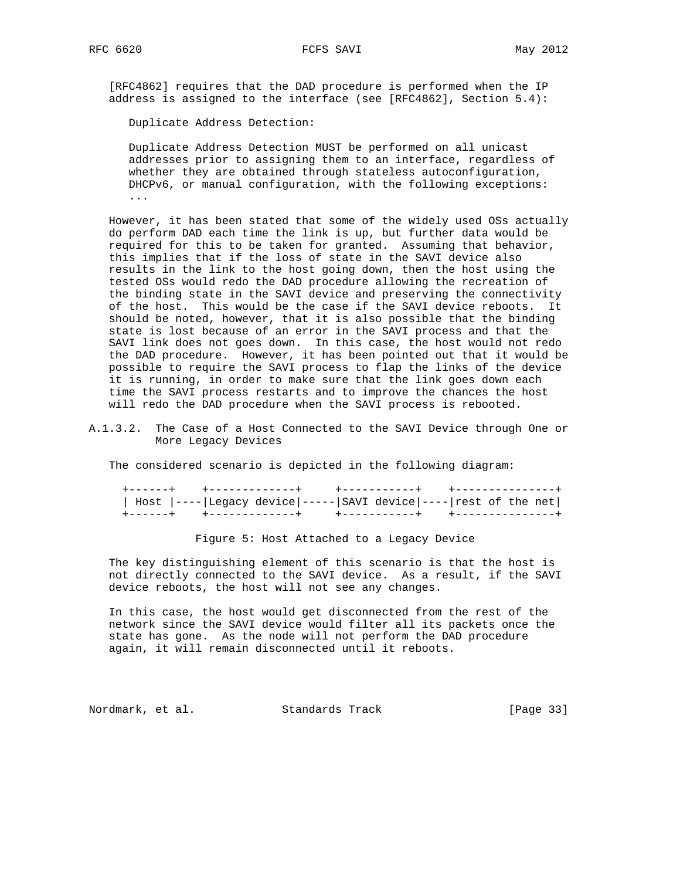[RFC4862] requires that the DAD procedure is performed when the IP address is assigned to the interface (see [RFC4862], Section 5.4):

> Duplicate Address Detection:
>
> Duplicate Address Detection MUST be performed on all unicast addresses prior to assigning them to an interface, regardless of whether they are obtained through stateless autoconfiguration, DHCPv6, or manual configuration, with the following exceptions: ...

However, it has been stated that some of the widely used OSs actually do perform DAD each time the link is up, but further data would be required for this to be taken for granted. Assuming that behavior, this implies that if the loss of state in the SAVI device also results in the link to the host going down, then the host using the tested OSs would redo the DAD procedure allowing the recreation of the binding state in the SAVI device and preserving the connectivity of the host. This would be the case if the SAVI device reboots. It should be noted, however, that it is also possible that the binding state is lost because of an error in the SAVI process and that the SAVI link does not goes down. In this case, the host would not redo the DAD procedure. However, it has been pointed out that it would be possible to require the SAVI process to flap the links of the device it is running, in order to make sure that the link goes down each time the SAVI process restarts and to improve the chances the host will redo the DAD procedure when the SAVI process is rebooted.

### A.1.3.2. The Case of a Host Connected to the SAVI Device through One or More Legacy Devices

The considered scenario is depicted in the following diagram:

```
+------+    +-------------+     +-----------+    +---------------+
| Host |----|Legacy device|-----|SAVI device|----|rest of the net|
+------+    +-------------+     +-----------+    +---------------+
```

Figure 5: Host Attached to a Legacy Device

The key distinguishing element of this scenario is that the host is not directly connected to the SAVI device. As a result, if the SAVI device reboots, the host will not see any changes.

In this case, the host would get disconnected from the rest of the network since the SAVI device would filter all its packets once the state has gone. As the node will not perform the DAD procedure again, it will remain disconnected until it reboots.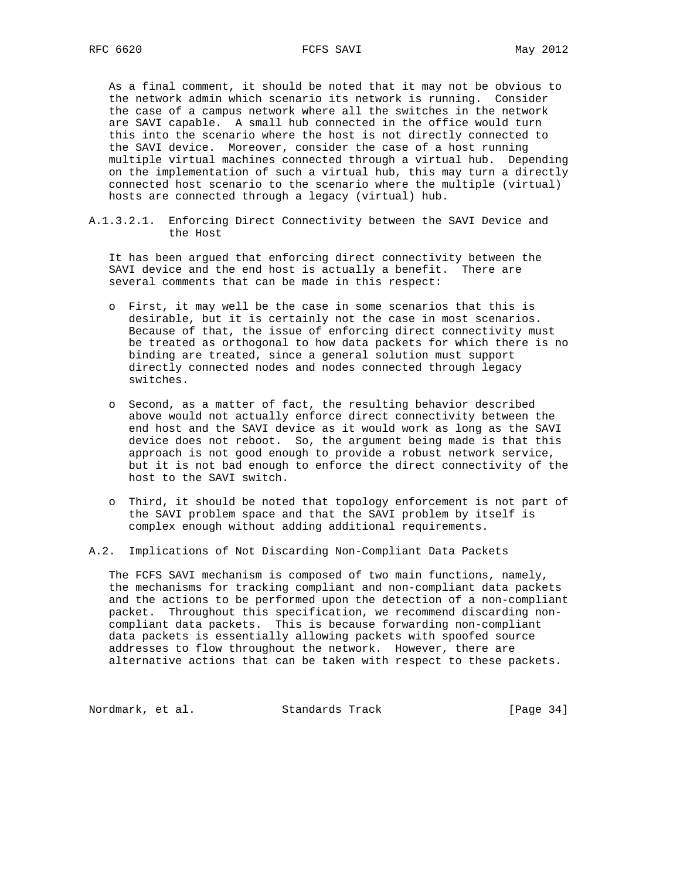As a final comment, it should be noted that it may not be obvious to the network admin which scenario its network is running. Consider the case of a campus network where all the switches in the network are SAVI capable. A small hub connected in the office would turn this into the scenario where the host is not directly connected to the SAVI device. Moreover, consider the case of a host running multiple virtual machines connected through a virtual hub. Depending on the implementation of such a virtual hub, this may turn a directly connected host scenario to the scenario where the multiple (virtual) hosts are connected through a legacy (virtual) hub.

#### A.1.3.2.1. Enforcing Direct Connectivity between the SAVI Device and the Host

It has been argued that enforcing direct connectivity between the SAVI device and the end host is actually a benefit. There are several comments that can be made in this respect:

- First, it may well be the case in some scenarios that this is desirable, but it is certainly not the case in most scenarios. Because of that, the issue of enforcing direct connectivity must be treated as orthogonal to how data packets for which there is no binding are treated, since a general solution must support directly connected nodes and nodes connected through legacy switches.

- Second, as a matter of fact, the resulting behavior described above would not actually enforce direct connectivity between the end host and the SAVI device as it would work as long as the SAVI device does not reboot. So, the argument being made is that this approach is not good enough to provide a robust network service, but it is not bad enough to enforce the direct connectivity of the host to the SAVI switch.

- Third, it should be noted that topology enforcement is not part of the SAVI problem space and that the SAVI problem by itself is complex enough without adding additional requirements.

## A.2. Implications of Not Discarding Non-Compliant Data Packets

The FCFS SAVI mechanism is composed of two main functions, namely, the mechanisms for tracking compliant and non-compliant data packets and the actions to be performed upon the detection of a non-compliant packet. Throughout this specification, we recommend discarding non-compliant data packets. This is because forwarding non-compliant data packets is essentially allowing packets with spoofed source addresses to flow throughout the network. However, there are alternative actions that can be taken with respect to these packets.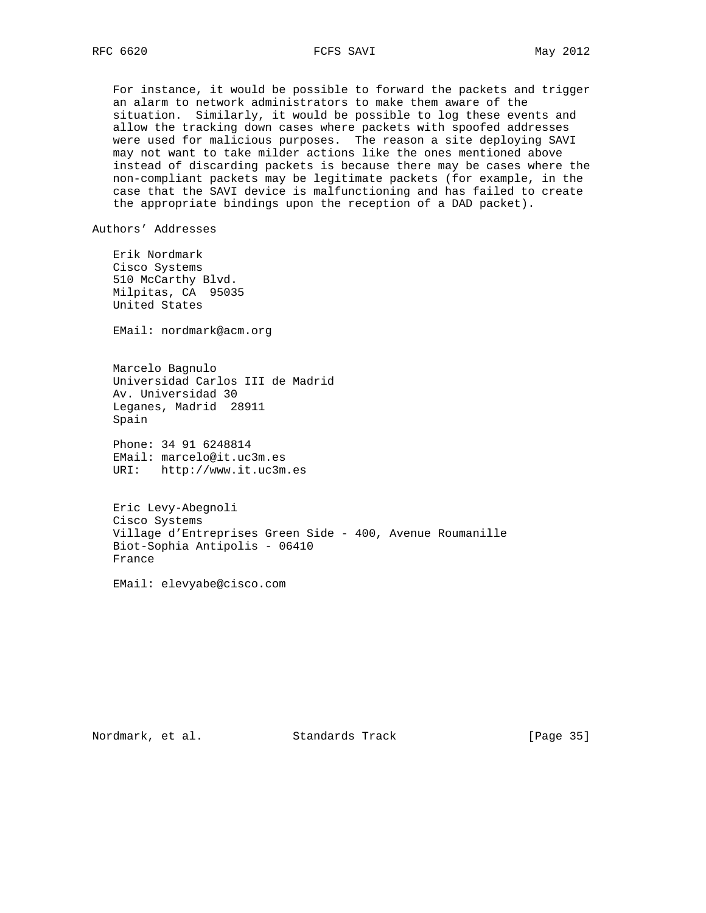For instance, it would be possible to forward the packets and trigger an alarm to network administrators to make them aware of the situation. Similarly, it would be possible to log these events and allow the tracking down cases where packets with spoofed addresses were used for malicious purposes. The reason a site deploying SAVI may not want to take milder actions like the ones mentioned above instead of discarding packets is because there may be cases where the non-compliant packets may be legitimate packets (for example, in the case that the SAVI device is malfunctioning and has failed to create the appropriate bindings upon the reception of a DAD packet).

## Authors' Addresses

Erik Nordmark
Cisco Systems
510 McCarthy Blvd.
Milpitas, CA 95035
United States

EMail: nordmark@acm.org

Marcelo Bagnulo
Universidad Carlos III de Madrid
Av. Universidad 30
Leganes, Madrid 28911
Spain

Phone: 34 91 6248814
EMail: marcelo@it.uc3m.es
URI: http://www.it.uc3m.es

Eric Levy-Abegnoli
Cisco Systems
Village d'Entreprises Green Side - 400, Avenue Roumanille
Biot-Sophia Antipolis - 06410
France

EMail: elevyabe@cisco.com